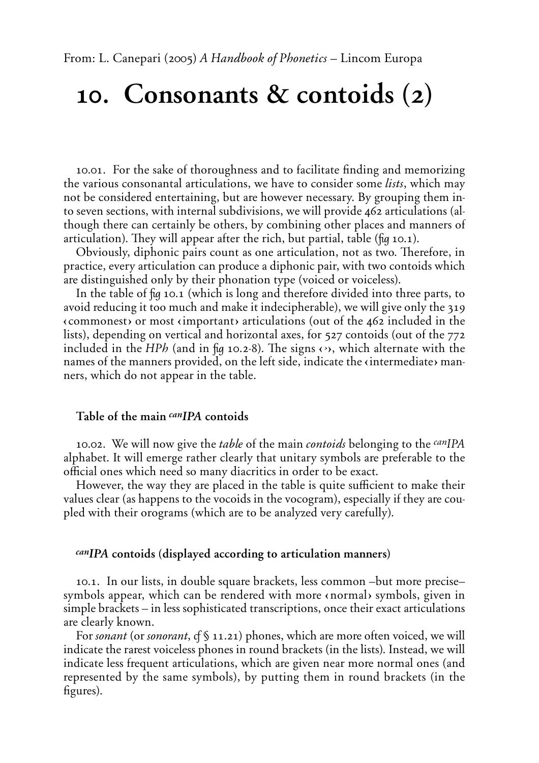From: L. Canepari (2005) *A Handbook of Phonetics* – Lincom Europa

# 10. Consonants & contoids (2)

10.01. For the sake of thoroughness and to facilitate finding and memorizing the various consonantal articulations, we have to consider some *lists*, which may not be considered entertaining, but are however necessary. By grouping them into seven sections, with internal subdivisions, we will provide 462 articulations (although there can certainly be others, by combining other places and manners of articulation). They will appear after the rich, but partial, table (*fig* 10.1).

Obviously, diphonic pairs count as one articulation, not as two. Therefore, in practice, every articulation can produce a diphonic pair, with two contoids which are distinguished only by their phonation type (voiced or voiceless).

In the table of *fig* 10.1 (which is long and therefore divided into three parts, to avoid reducing it too much and make it indecipherable), we will give only the 319 ‹commonest› or most ‹important› articulations (out of the 462 included in the lists), depending on vertical and horizontal axes, for 527 contoids (out of the 772 included in the *HPh* (and in *fig* 10.2-8). The signs ‹›, which alternate with the names of the manners provided, on the left side, indicate the ‹intermediate› manners, which do not appear in the table.

### Table of the main *canIPA* contoids

10.02. We will now give the *table* of the main *contoids* belonging to the *canIPA* alphabet. It will emerge rather clearly that unitary symbols are preferable to the official ones which need so many diacritics in order to be exact.

However, the way they are placed in the table is quite sufficient to make their values clear (as happens to the vocoids in the vocogram), especially if they are coupled with their orograms (which are to be analyzed very carefully).

### *canIPA* contoids (displayed according to articulation manners)

10.1. In our lists, in double square brackets, less common –but more precise– symbols appear, which can be rendered with more ‹normal› symbols, given in simple brackets – in less sophisticated transcriptions, once their exact articulations are clearly known.

For *sonant* (or *sonorant*, *cf* § 11.21) phones, which are more often voiced, we will indicate the rarest voiceless phones in round brackets (in the lists). Instead, we will indicate less frequent articulations, which are given near more normal ones (and represented by the same symbols), by putting them in round brackets (in the figures).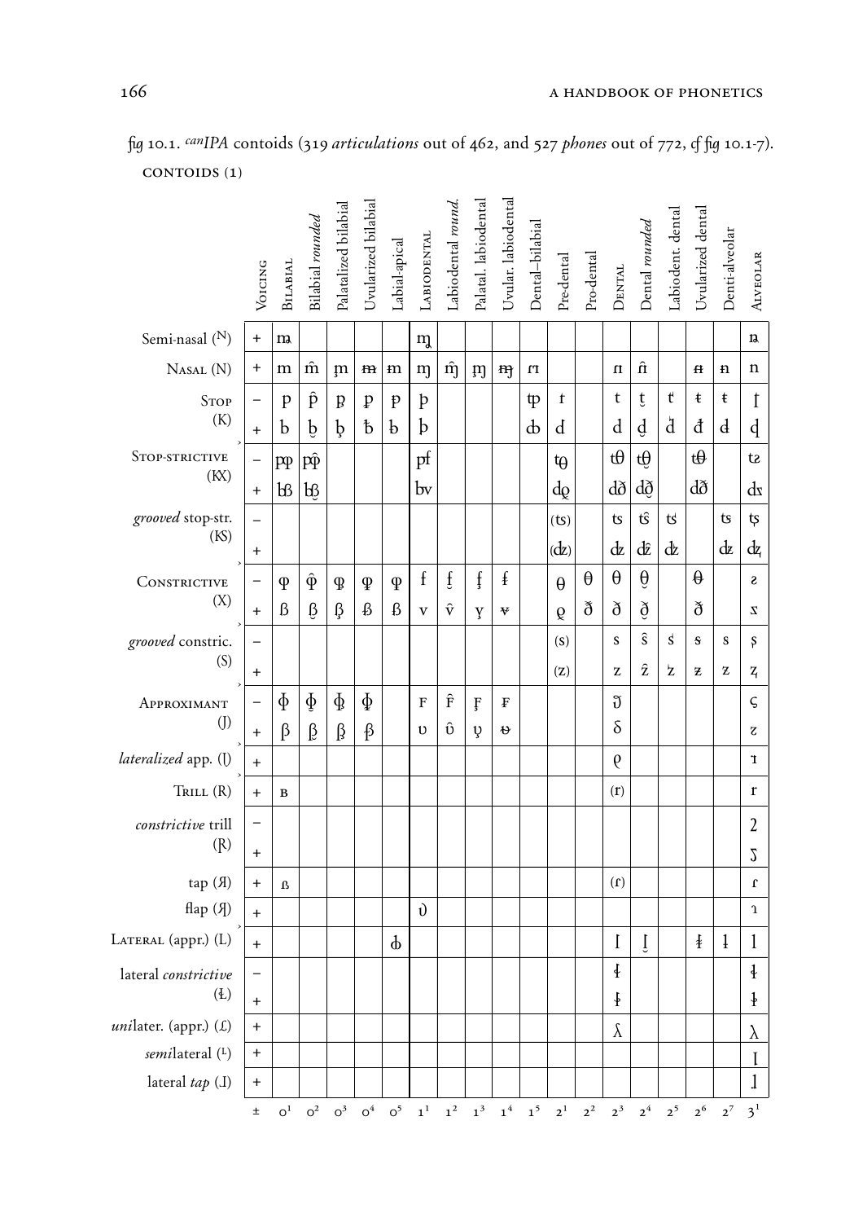fig 10.1. *canIPA* contoids (319 *articulations* out of 462, and 527 *phones* out of 772, cf fig 10.1-7).

CONTOIDS (1)

| | Voicing | Bilabial | Bilabial *rounded* | Palatalized bilabial | Uvularized bilabial | Labial-apical | Labiodental | Labiodental *round.* | Palatal. labiodental | Uvular. labiodental | Dental–bilabial | Pre-dental | Pro-dental | Dental | Dental *rounded* | Labiodent. dental | Uvularized dental | Denti-alveolar | Alveolar |
|---|---|---|---|---|---|---|---|---|---|---|---|---|---|---|---|---|---|---|---|
| Semi-nasal (ᴺ) | + | m̢ | | | | | ɱ̢ | | | | | | | | | | | | n̢ |
| Nasal (N) | + | m | m̂ | ᶆ | ᵯ | ᵯ | ɱ | ɱ̂ | ɱ̡ | ɱ̵ | ɼɪ | | | n̪ | n̪̂ | | ᵰ | ᵰ | n |
| Stop (K) | – | p | p̂ | p̡ | ᵽ | ᵽ | p̪ | | | | ȹ | ƫ | | t | t̹ | tˡ | ŧ | ŧ | ʈ |
| | + | b | b̹ | b̡ | ƀ | ƀ | b̪ | | | | ȸ | d | | d | d̹ | dˡ | đ | đ | ɖ |
| Stop-strictive (KX) | – | pɸ | p̂ɸ̂ | | | | pf | | | | | tθ | | tθ | tθ̹ | | tθ̵ | | tƨ |
| | + | bß | bß̹ | | | | bv | | | | | dǫ | | dð | dð̹ | | dð̵ | | dɹ |
| *grooved* stop-str. (KS) | – | | | | | | | | | | | (ts) | | ts | tŝ | tś | | ts | tʂ |
| | + | | | | | | | | | | | (dz) | | dz | dẑ | dź | | dz | dʐ |
| Constrictive (X) | – | ɸ | ɸ̂ | ɸ̡ | ɸ̵ | ɸ | f | f̹ | f̡ | f̵ | | θ | θ̄ | θ | θ̹ | | θ̵ | | ƨ |
| | + | ß | ß̹ | ß̡ | ß̵ | ß | v | v̂ | v̡ | v̵ | | ǫ | ð̄ | ð | ð̹ | | ð | | ɹ |
| *grooved* constric. (S) | – | | | | | | | | | | | (s) | | s | ŝ | ś | s̵ | s | ʂ |
| | + | | | | | | | | | | | (z) | | z | ẑ | ź | ƶ | z | ʐ |
| Approximant (J) | – | ɸ̞ | ɸ̞̹ | ɸ̡̞ | ɸ̵̞ | | ꜰ | ꜰ̂ | ꜰ̡ | ꜰ̵ | | | | ɞ̃ | | | | | ɕ |
| | + | β | β̹ | β̡ | β̵ | | ʋ | ʋ̂ | ʋ̡ | ʋ̵ | | | | δ | | | | | ʑ |
| *lateralized* app. (J̰) | + | | | | | | | | | | | | | ϱ | | | | | ɹ |
| Trill (R) | + | ʙ | | | | | | | | | | | | (r) | | | | | r |
| *constrictive* trill (Ṛ) | – | | | | | | | | | | | | | | | | | | ƻ |
| | + | | | | | | | | | | | | | | | | | | ʒ |
| tap (Я) | + | ʙ̆ | | | | | | | | | | | | (ɾ) | | | | | ɾ |
| flap (Я) | + | | | | | | ⱱ | | | | | | | | | | | | ɽ |
| Lateral (appr.) (L) | + | | | | | ȴ | | | | | | | | l̪ | l̪̹ | | ɫ | ɫ | l |
| lateral *constrictive* (Ł) | – | | | | | | | | | | | | | ɬ | | | | | ɬ |
| | + | | | | | | | | | | | | | ɮ | | | | | ɮ |
| *uni*later. (appr.) (Ŀ) | + | | | | | | | | | | | | | ʎ̪ | | | | | λ |
| *semi*lateral (ᴸ) | + | | | | | | | | | | | | | | | | | | Ɩ |
| lateral *tap* (ɺ) | + | | | | | | | | | | | | | | | | | | ɺ |
| | ± | $0^1$ | $0^2$ | $0^3$ | $0^4$ | $0^5$ | $1^1$ | $1^2$ | $1^3$ | $1^4$ | $1^5$ | $2^1$ | $2^2$ | $2^3$ | $2^4$ | $2^5$ | $2^6$ | $2^7$ | $3^1$ |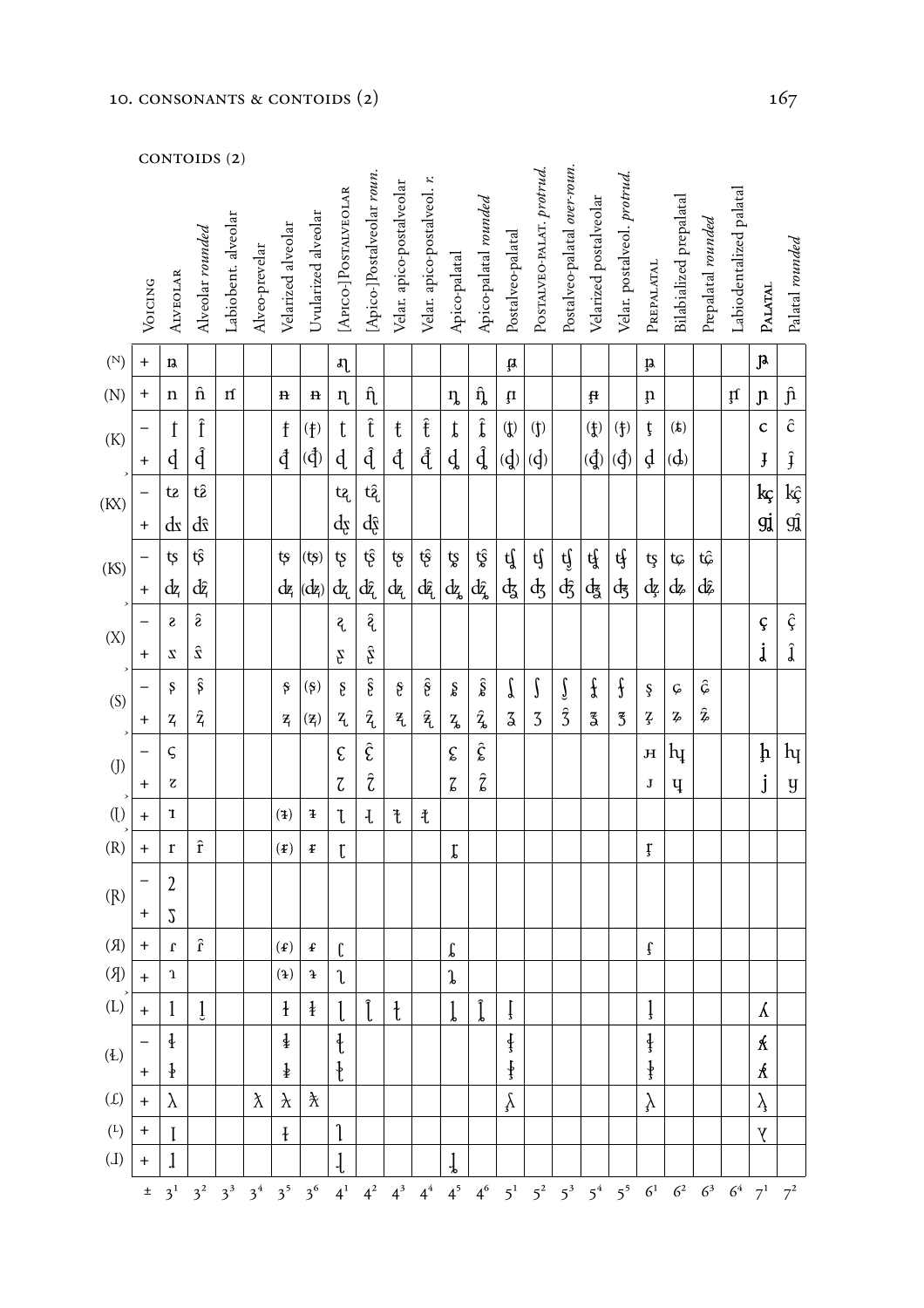## CONTOIDS (2)

| | Voicing | Alveolar | Alveolar *rounded* | Labiobent. alveolar | Alveo-prevelar | Velarized alveolar | Uvularized alveolar | [Apico-]Postalveolar | [Apico-]Postalveolar *roun.* | Velar. apico-postalveolar | Velar. apico-postalveol. *r.* | Apico-palatal | Apico-palatal *rounded* | Postalveo-palatal | Postalveo-palat. *protrud.* | Postalveo-palatal *over-roun.* | Velarized postalveolar | Velar. postalveol. *protrud.* | Prepalatal | Bilabialized prepalatal | Prepalatal *rounded* | Labiodentalized palatal | Palatal | Palatal *rounded* |
|---|---|---|---|---|---|---|---|---|---|---|---|---|---|---|---|---|---|---|---|---|---|---|---|---|
| (ᴺ) | + | ɲ | | | | | | ɻ̃ | | | | | | ɲ̟ | | | | | ɲ̟ | | | | ɲ̃ | |
| (N) | + | n | n̂ | ɱ̍ | | ᵰ | ᵰ | ɳ | ɳ̂ | | | ɳ̥ | ɳ̂ | ɲ̟ | | | ɲ̴ | | ɲ̟ | | | ɱ | ɲ | ɲ̂ |
| (K) | – | ƫ | ƫ̂ | | | ƫ̴ | (ƫ̴) | ʈ | ʈ̂ | ʈ̴ | ʈ̴̂ | ʈ̥ | ʈ̂ | (ʈ) | (ʈ) | | (ʈ) | (ʈ) | ʈ | (ʈ) | | | c | ĉ |
| | + | ɖ | ɖ̂ | | | ɖ̴ | (ɖ̴) | ɖ | ɖ̂ | ɖ̴ | ɖ̴̂ | ɖ | ɖ̂ | (ɖ) | (ɖ) | | (ɖ) | (ɖ) | ɖ | (ɖ) | | | ɟ | ɟ̂ |
| (KX) | – | tƨ | tƨ̂ | | | | | tʐ̊ | tʐ̂ | | | | | | | | | | | | | | kç | kç̂ |
| | + | dɹ | dɹ̂ | | | | | dʐ | dʐ̂ | | | | | | | | | | | | | | gʝ | gʝ̂ |
| (KS) | – | tʂ | tʂ̂ | | | tʂ | (tʂ) | tʂ | tʂ̂ | tʂ | tʂ̂ | tʂ | tʂ̂ | tʃ | tʃ | tʃ̂ | tʃ | tʃ | tʂ | tɕ | tɕ̂ | | | |
| | + | dʐ | dʐ̂ | | | dʐ | (dʐ) | dʐ | dʐ̂ | dʐ | dʐ̂ | dʐ | dʐ̂ | dʒ | dʒ | dʒ̂ | dʒ | dʒ | dʐ | dʑ | dʑ̂ | | | |
| (X) | – | ƨ | ƨ̂ | | | | | ʐ̊ | ʐ̂ | | | | | | | | | | | | | | ç | ç̂ |
| | + | ɹ | ɹ̂ | | | | | ʐ | ʐ̂ | | | | | | | | | | | | | | ʝ | ʝ̂ |
| (S) | – | ʂ | ʂ̂ | | | ʂ | (ʂ) | ʂ | ʂ̂ | ʂ | ʂ̂ | ʂ | ʂ̂ | ʃ | ʃ | ʃ̂ | ʃ | ʃ | ʂ | ɕ | ɕ̂ | | | |
| | + | ʐ | ʐ̂ | | | ʐ | (ʐ) | ʐ | ʐ̂ | ʐ | ʐ̂ | ʐ | ʐ̂ | ʒ | ʒ | ʒ̂ | ʒ | ʒ | ʐ | ʑ | ʑ̂ | | | |
| (J) | – | ς | | | | | | ɛ | ɛ̂ | | | ɛ | ɛ̂ | | | | | | ʜ | ɥ̊ | | | ḫ | hɥ |
| | + | ƺ | | | | | | ɀ | ɀ̂ | | | ɀ | ɀ̂ | | | | | | ɹ | ɥ | | | j | ɥ |
| (ɻ) | + | ɹ | | | | (ɹ̴) | ɹ̴ | ɻ | ɻ | ɻ̴ | ɻ̴ | | | | | | | | | | | | | |
| (R) | + | r | r̂ | | | (r̴) | r̴ | ɽ | | | | ɽ̊ | | | | | | | r̟ | | | | | |
| (R̰) | – | 2 | | | | | | | | | | | | | | | | | | | | | | |
| | + | ʖ | | | | | | | | | | | | | | | | | | | | | | |
| (ʁ) | + | ɾ | ɾ̂ | | | (ɾ̴) | ɾ̴ | ɽ | | | | ɽ | | | | | | | ɾ̟ | | | | | |
| (ʀ) | + | ɿ | | | | (ɿ̴) | ɿ̴ | ɭ̆ | | | | ɭ̆ | | | | | | | | | | | | |
| (L) | + | l | l̫ | | | ɫ | ɫ̴ | ɭ | ɭ̂ | ɭ̴ | | ɭ | ɭ̂ | l̟ | | | | | l̟ | | | | ʎ | |
| (Ł) | – | ɬ | | | | ɬ̴ | | ɬ̢ | | | | | | ɬ̟ | | | | | ɬ̟ | | | | ʎ̥ | |
| | + | ɮ | | | | ɮ̴ | | ɮ̢ | | | | | | ɮ̟ | | | | | ɮ̟ | | | | ʎ̬ | |
| (ʟ) | + | λ | | | ƛ | ƛ | ƛ̴ | | | | | | | λ̟ | | | | | λ̟ | | | | λ̟ | |
| (ᴸ) | + | l̆ | | | | ɫ̆ | | ɭ̆ | | | | | | | | | | | | | | | ʎ̆ | |
| (ɺ) | + | ɺ | | | | | | ɺ̢ | | | | ɺ̢ | | | | | | | | | | | | |
| | ± | 3¹ | 3² | 3³ | 3⁴ | 3⁵ | 3⁶ | 4¹ | 4² | 4³ | 4⁴ | 4⁵ | 4⁶ | 5¹ | 5² | 5³ | 5⁴ | 5⁵ | 6¹ | 6² | 6³ | 6⁴ | 7¹ | 7² |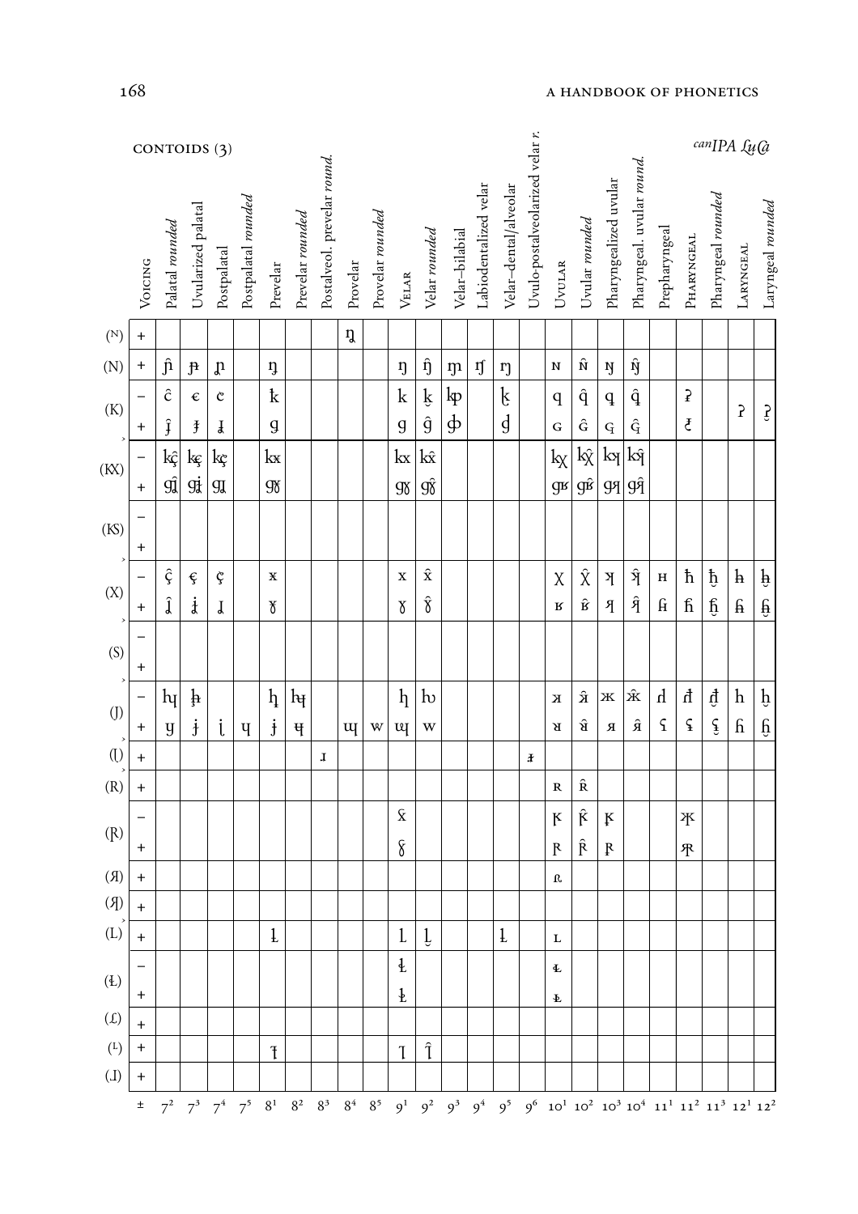CONTOIDS (3)

*can*IPA *LuCa*

| | Voicing | Palatal *rounded* | Uvularized palatal | Postpalatal | Postpalatal *rounded* | Prevelar | Prevelar *rounded* | Postalveol. prevelar *round.* | Provelar | Provelar *rounded* | Velar | Velar *rounded* | Velar–bilabial | Labiodentalized velar | Velar–dental/alveolar | Uvulo-postalveolarized velar r. | Uvular | Uvular *rounded* | Pharyngealized uvular | Pharyngeal. uvular *round.* | Prepharyngeal | Pharyngeal | Pharyngeal *rounded* | Laryngeal | Laryngeal *rounded* |
|---|---|---|---|---|---|---|---|---|---|---|---|---|---|---|---|---|---|---|---|---|---|---|---|---|---|
| (ᴺ) | + | | | | | | | | ŋ̟ | | | | | | | | | | | | | | | | |
| (N) | + | ɲ̂ | ɲ̵ | ɲ̠ | | ŋ̟ | | | | | ŋ | ŋ̂ | ŋ͡m | ŋ͡ɱ | ŋ͡n | | ɴ | ɴ̂ | ɴ̴ | ɴ̴̂ | | | | | |
| (K) | – | ĉ | ꞓ | c̠ | | k̟ | | | | | k | k̫ | k͡p | | k̪ | | q | q̂ | q̴ | q̴̂ | | ʡ | | ʔ | ʔ̫ |
| | + | ɟ̂ | ɟ̵ | ɟ̠ | | ɡ̟ | | | | | ɡ | ɡ̂ | ɡ͡b | | ɡ̪ | | ɢ | ɢ̂ | ɢ̴ | ɢ̴̂ | | ʡ̬ | | | |
| (KX) | – | kç̂ | kç̵ | kç̠ | | kx̟ | | | | | kx | kx̂ | | | | | kχ | kχ̂ | kχ̴ | kχ̴̂ | | | | | |
| | + | ɡʝ̂ | ɡʝ̵ | ɡʝ̠ | | ɡɣ̟ | | | | | ɡɣ | ɡɣ̂ | | | | | ɡʁ | ɡʁ̂ | ɡʁ̴ | ɡʁ̴̂ | | | | | |
| (KS) | – | | | | | | | | | | | | | | | | | | | | | | | | |
| | + | | | | | | | | | | | | | | | | | | | | | | | | |
| (X) | – | ç̂ | ç̵ | ç̠ | | x̟ | | | | | x | x̂ | | | | | χ | χ̂ | χ̴ | χ̴̂ | ʜ | ħ | ħ̫ | h̵ | h̵̫ |
| | + | ʝ̂ | ʝ̵ | ʝ̠ | | ɣ̟ | | | | | ɣ | ɣ̂ | | | | | ʁ | ʁ̂ | ʁ̴ | ʁ̴̂ | ɦ̴ | ɦ̶ | ɦ̫ | ɦ̵ | ɦ̵̫ |
| (S) | – | | | | | | | | | | | | | | | | | | | | | | | | |
| | + | | | | | | | | | | | | | | | | | | | | | | | | |
| (J) | – | ɥ̊ | ɥ̵̊ | | | j̟̊ | ʉ̊ | | | | ɰ̊ | ʍ | | | | | ʁ̞̊ | ʁ̞̊̂ | ж | ж̂ | ɾ̊ | ʕ̊ | ʕ̫̊ | h | h̫ |
| | + | ɥ | j̵ | j̠ | ɥ | ɟ̟ | ʉ | | ɰ | w | ɰ | w | | | | | ʁ̞ | ʁ̞̂ | я | я̂ | ʕ | ʕ̵ | ʕ̫ | ɦ | ɦ̫ |
| (ɭ) | + | | | | | | | ɹ | | | | | | | | ɹ̵ | | | | | | | | | |
| (R) | + | | | | | | | | | | | | | | | | ʀ | ʀ̂ | | | | | | | |
| (Ṛ) | – | | | | | | | | | | ɣ̆̊ | | | | | | ʀ̥ | ʀ̥̂ | ʀ̴̥ | | | я̆̊ | | | |
| | + | | | | | | | | | | ɣ̆ | | | | | | ʀ̆ | ʀ̆̂ | ʀ̴̆ | | | я̆ | | | |
| (Я) | + | | | | | | | | | | | | | | | | ʀ̞ | | | | | | | | |
| (ᴙ) | + | | | | | | | | | | | | | | | | | | | | | | | | |
| (L) | + | | | | | ʟ̟ | | | | | ʟ | ʟ̫ | | | ʟ̪ | | ʟ̠ | | | | | | | | |
| (Ł) | – | | | | | | | | | | ʟ̵̊ | | | | | | ʟ̵̠̊ | | | | | | | | |
| | + | | | | | | | | | | ʟ̵ | | | | | | ʟ̵̠ | | | | | | | | |
| (Ⱡ) | + | | | | | | | | | | | | | | | | | | | | | | | | |
| (ᴸ) | + | | | | | ʟ̟̆ | | | | | ʟ̆ | ʟ̆̂ | | | | | | | | | | | | | |
| (ɹ) | + | | | | | | | | | | | | | | | | | | | | | | | | |
| | ± | 7² | 7³ | 7⁴ | 7⁵ | 8¹ | 8² | 8³ | 8⁴ | 8⁵ | 9¹ | 9² | 9³ | 9⁴ | 9⁵ | 9⁶ | 10¹ | 10² | 10³ | 10⁴ | 11¹ | 11² | 11³ | 12¹ | 12² |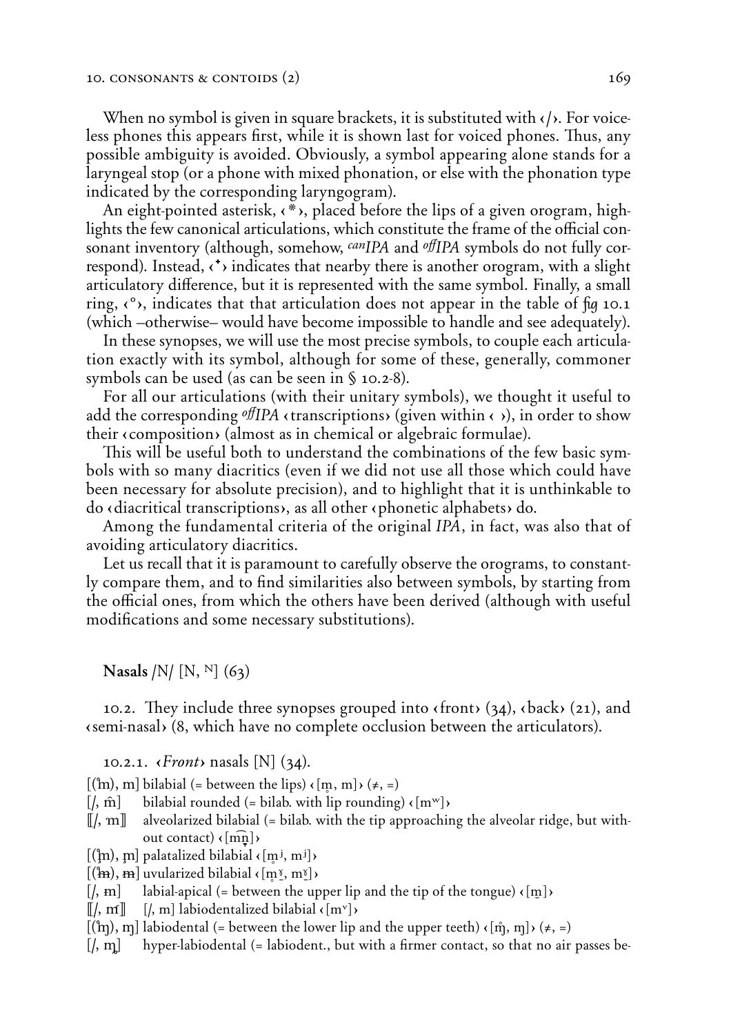When no symbol is given in square brackets, it is substituted with ‹/›. For voiceless phones this appears first, while it is shown last for voiced phones. Thus, any possible ambiguity is avoided. Obviously, a symbol appearing alone stands for a laryngeal stop (or a phone with mixed phonation, or else with the phonation type indicated by the corresponding laryngogram).

An eight-pointed asterisk, ‹*›, placed before the lips of a given orogram, highlights the few canonical articulations, which constitute the frame of the official consonant inventory (although, somehow, *canIPA* and *offIPA* symbols do not fully correspond). Instead, ‹˙› indicates that nearby there is another orogram, with a slight articulatory difference, but it is represented with the same symbol. Finally, a small ring, ‹°›, indicates that that articulation does not appear in the table of *fig* 10.1 (which –otherwise– would have become impossible to handle and see adequately).

In these synopses, we will use the most precise symbols, to couple each articulation exactly with its symbol, although for some of these, generally, commoner symbols can be used (as can be seen in § 10.2-8).

For all our articulations (with their unitary symbols), we thought it useful to add the corresponding *offIPA* ‹transcriptions› (given within ‹ ›), in order to show their ‹composition› (almost as in chemical or algebraic formulae).

This will be useful both to understand the combinations of the few basic symbols with so many diacritics (even if we did not use all those which could have been necessary for absolute precision), and to highlight that it is unthinkable to do ‹diacritical transcriptions›, as all other ‹phonetic alphabets› do.

Among the fundamental criteria of the original *IPA*, in fact, was also that of avoiding articulatory diacritics.

Let us recall that it is paramount to carefully observe the orograms, to constantly compare them, and to find similarities also between symbols, by starting from the official ones, from which the others have been derived (although with useful modifications and some necessary substitutions).

## Nasals /N/ [N, ᴺ] (63)

10.2. They include three synopses grouped into ‹front› (34), ‹back› (21), and ‹semi-nasal› (8, which have no complete occlusion between the articulators).

### 10.2.1. ‹*Front*› nasals [N] (34).

[(ˀm), m] bilabial (= between the lips) ‹[m̥, m]› (≠, =)
[/, m̂] bilabial rounded (= bilab. with lip rounding) ‹[mʷ]›
⟦/, ɱ⟧ alveolarized bilabial (= bilab. with the tip approaching the alveolar ridge, but without contact) ‹[m͡n̺]›
[(ˀm̡), m̡] palatalized bilabial ‹[m̥ʲ, mʲ]›
[(ˀm̶), m̶] uvularized bilabial ‹[m̥ˠ̠, mˠ̠]›
[/, m̶] labial-apical (= between the upper lip and the tip of the tongue) ‹[m̼]›
⟦/, mʹ⟧ [/, m] labiodentalized bilabial ‹[mᵛ]›
[(ˀɱ), ɱ] labiodental (= between the lower lip and the upper teeth) ‹[ɱ̊, ɱ]› (≠, =)
[/, ɱ̢] hyper-labiodental (= labiodent., but with a firmer contact, so that no air passes be-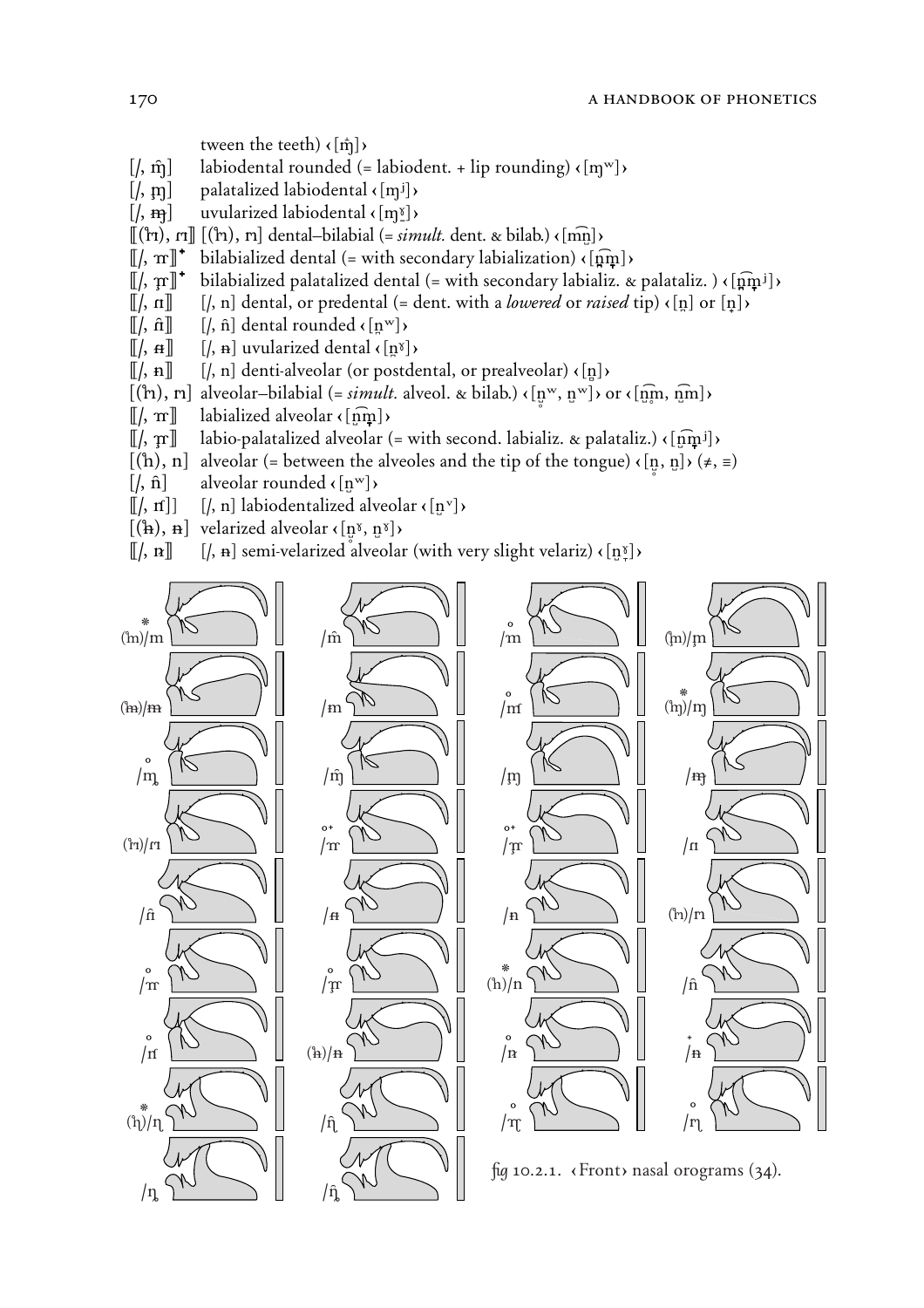tween the teeth) ‹[m̪̊]›

[/, m̂] labiodental rounded (= labiodent. + lip rounding) ‹[ɱʷ]›

[/, ɱ̡] palatalized labiodental ‹[ɱʲ]›

[/, ɱ̴] uvularized labiodental ‹[ɱˠ]›

⟦(ɱ̊), ɱ⟧ [(ɱ̊), ɱ] dental–bilabial (= *simult.* dent. & bilab.) ‹[m͡n̪]›

⟦/, ɱ⟧* bilabialized dental (= with secondary labialization) ‹[n͡m]›

⟦/, ɱ̡⟧* bilabialized palatalized dental (= with secondary labializ. & palataliz. ) ‹[n͡mʲ]›

⟦/, n⟧ [/, n] dental, or predental (= dent. with a *lowered* or *raised* tip) ‹[n̪] or [n̪]›

⟦/, n̂⟧ [/, n̂] dental rounded ‹[n̪ʷ]›

⟦/, n̴⟧ [/, n̴] uvularized dental ‹[n̪ˠ]›

⟦/, n⟧ [/, n] denti-alveolar (or postdental, or prealveolar) ‹[n̪]›

[(n̊), n] alveolar–bilabial (= *simult.* alveol. & bilab.) ‹[nʷ, nʷ]› or ‹[n͡m, n͡m]›

⟦/, ɱ⟧ labialized alveolar ‹[n͡m]›

⟦/, ɱ̡⟧ labio-palatalized alveolar (= with second. labializ. & palataliz.) ‹[n͡mʲ]›

[(n̊), n] alveolar (= between the alveoles and the tip of the tongue) ‹[n, n]› (≠, ≡)

[/, n̂] alveolar rounded ‹[nʷ]›

⟦/, n⟧ [/, n] labiodentalized alveolar ‹[nᵛ]›

[(n̴̊), n̴] velarized alveolar ‹[nˠ, nˠ]›

⟦/, n⟧ [/, n̴] semi-velarized alveolar (with very slight velariz) ‹[nˠ]›

*fig* 10.2.1. ‹Front› nasal orograms (34).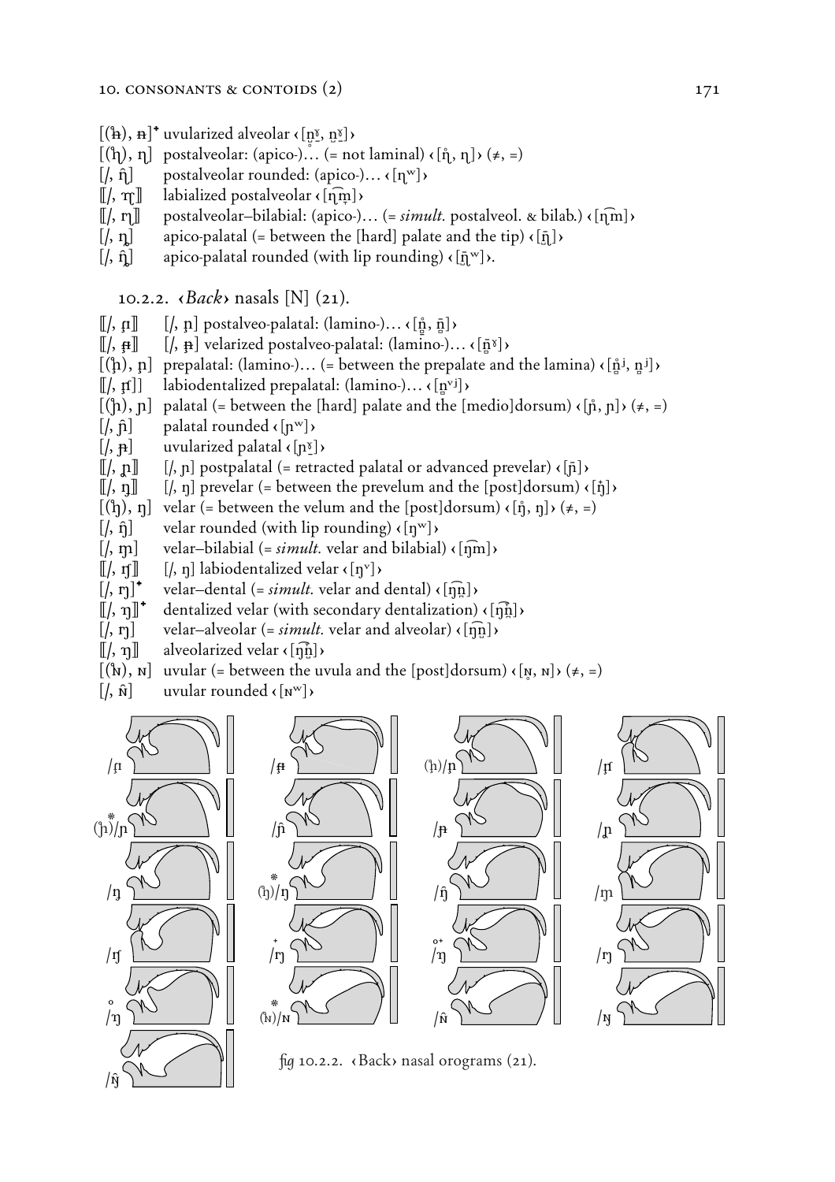[(ᵭ), ᵰ]* uvularized alveolar ‹[n̺ˠ, n̺ˠ]›
[(ɳ̊), ɳ] postalveolar: (apico-)… (= not laminal) ‹[ɳ̊, ɳ]› (≠, =)
[/, ɳ̂] postalveolar rounded: (apico-)… ‹[ɳʷ]›
⟦/, ɱ̢⟧ labialized postalveolar ‹[ɳ͡m̥]›
⟦/, ɱ̢⟧ postalveolar–bilabial: (apico-)… (= *simult.* postalveol. & bilab.) ‹[ɳ͡m]›
[/, ɳ̡] apico-palatal (= between the [hard] palate and the tip) ‹[ɲ̺]›
[/, ɳ̡̂] apico-palatal rounded (with lip rounding) ‹[ɲ̺ʷ]›.

## 10.2.2. ‹*Back*› nasals [N] (21).

⟦/, ɲ̟⟧ [/, ɲ̟] postalveo-palatal: (lamino-)… ‹[ṋ̊, ṋ]›
⟦/, ɲ̟ˠ⟧ [/, ɲ̟ˠ] velarized postalveo-palatal: (lamino-)… ‹[ṋˠ]›
[(ɲ̟̊), ɲ̟] prepalatal: (lamino-)… (= between the prepalate and the lamina) ‹[ṋ̊ʲ, ṋʲ]›
⟦/, ɲ̟ᶹ⟧ labiodentalized prepalatal: (lamino-)… ‹[ṋᵛʲ]›
[(ɲ̊), ɲ] palatal (= between the [hard] palate and the [medio]dorsum) ‹[ɲ̊, ɲ]› (≠, =)
[/, ɲ̂] palatal rounded ‹[ɲʷ]›
[/, ɲˠ] uvularized palatal ‹[ɲˠ]›
⟦/, ɲ̠⟧ [/, ɲ] postpalatal (= retracted palatal or advanced prevelar) ‹[ɲ̠]›
⟦/, ŋ̟⟧ [/, ŋ] prevelar (= between the prevelum and the [post]dorsum) ‹[ŋ̟]›
[(ŋ̊), ŋ] velar (= between the velum and the [post]dorsum) ‹[ŋ̊, ŋ]› (≠, =)
[/, ŋ̂] velar rounded (with lip rounding) ‹[ŋʷ]›
[/, ŋm] velar–bilabial (= *simult.* velar and bilabial) ‹[ŋ͡m]›
⟦/, ŋᶹ⟧ [/, ŋ] labiodentalized velar ‹[ŋᵛ]›
[/, ŋ̪]* velar–dental (= *simult.* velar and dental) ‹[ŋ͡n̪]›
⟦/, ŋ̪⟧* dentalized velar (with secondary dentalization) ‹[ŋ͡n̪]›
[/, ŋn] velar–alveolar (= *simult.* velar and alveolar) ‹[ŋ͡n̺]›
⟦/, ŋ⟧ alveolarized velar ‹[ŋ͡n̺]›
[(ɴ̊), ɴ] uvular (= between the uvula and the [post]dorsum) ‹[ɴ̥, ɴ]› (≠, =)
[/, ɴ̂] uvular rounded ‹[ɴʷ]›

fig 10.2.2. ‹Back› nasal orograms (21).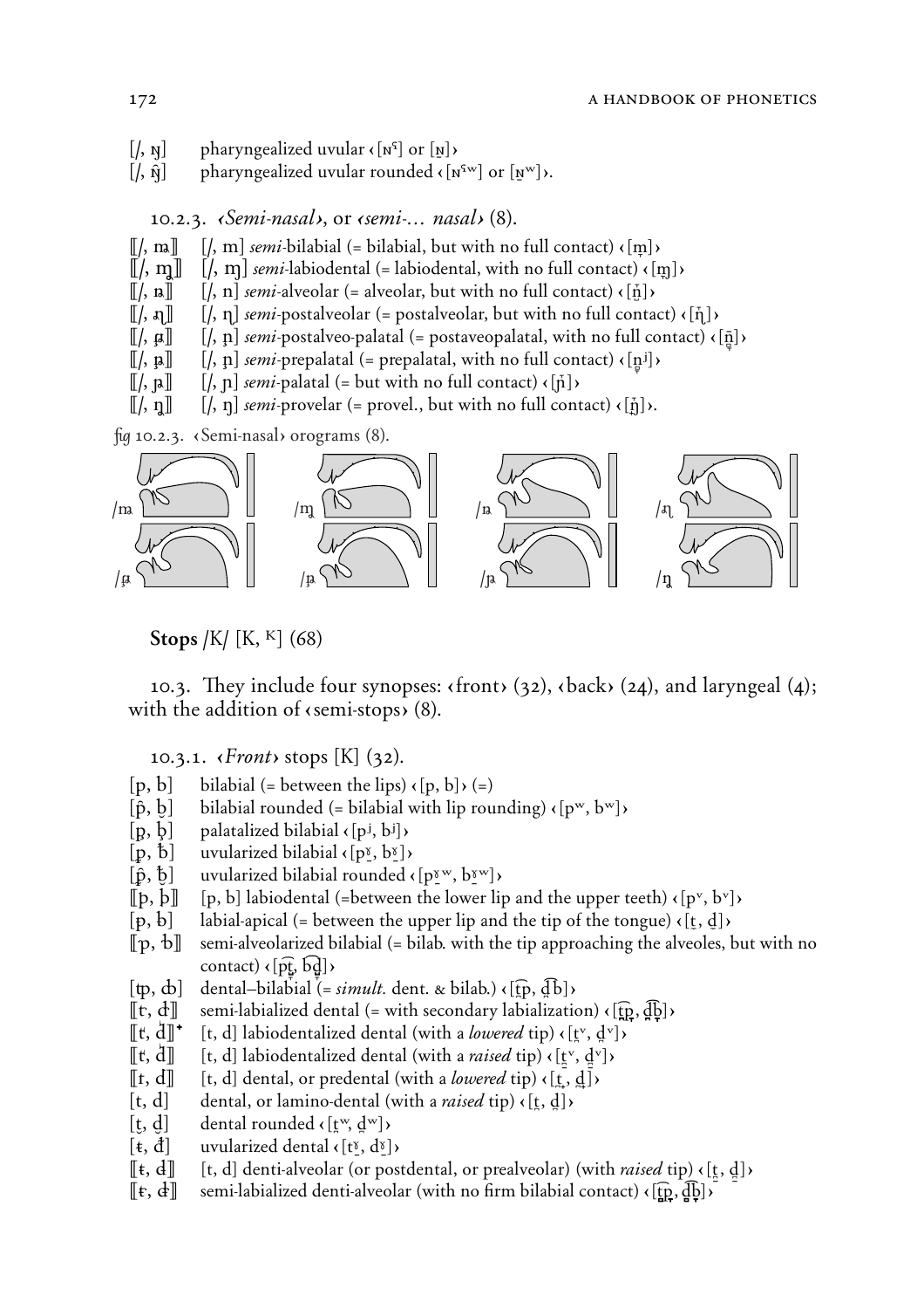[/, ɴ̙] pharyngealized uvular ‹[ɴˤ] or [ɴ̙]›
[/, ɴ̙̂] pharyngealized uvular rounded ‹[ɴˤʷ] or [ɴ̙ʷ]›.

10.2.3. *‹Semi-nasal›*, or *‹semi-… nasal›* (8).

⟦/, m⟧ [/, m] *semi*-bilabial (= bilabial, but with no full contact) ‹[m̞]›
⟦/, ɱ⟧ [/, ɱ] *semi*-labiodental (= labiodental, with no full contact) ‹[ɱ̞]›
⟦/, n⟧ [/, n] *semi*-alveolar (= alveolar, but with no full contact) ‹[n̞]›
⟦/, ɳ⟧ [/, ɳ] *semi*-postalveolar (= postalveolar, but with no full contact) ‹[ɳ̞]›
⟦/, ɲ⟧ [/, ɲ] *semi*-postalveo-palatal (= postaveopalatal, with no full contact) ‹[ɲ̞]›
⟦/, ɲ⟧ [/, ɲ] *semi*-prepalatal (= prepalatal, with no full contact) ‹[ɲ̞ʲ]›
⟦/, ɲ⟧ [/, ɲ] *semi*-palatal (= but with no full contact) ‹[ɲ̞]›
⟦/, ŋ⟧ [/, ŋ] *semi*-provelar (= provel., but with no full contact) ‹[ŋ̞]›.

*fig* 10.2.3. ‹Semi-nasal› orograms (8).

/m /ɱ /n /ɳ
/ɲ /ɲ /ɲ /ŋ

**Stops** /K/ [K, ᴷ] (68)

10.3. They include four synopses: ‹front› (32), ‹back› (24), and laryngeal (4); with the addition of ‹semi-stops› (8).

10.3.1. *‹Front›* stops [K] (32).

[p, b] bilabial (= between the lips) ‹[p, b]› (=)
[p̂, b̂] bilabial rounded (= bilabial with lip rounding) ‹[pʷ, bʷ]›
[p̡, b̡] palatalized bilabial ‹[pʲ, bʲ]›
[p̄, b̄] uvularized bilabial ‹[pˠ, bˠ]›
[p̂, b̂] uvularized bilabial rounded ‹[pˠʷ, bˠʷ]›
⟦p, b⟧ [p, b] labiodental (=between the lower lip and the upper teeth) ‹[pᵛ, bᵛ]›
[p, b] labial-apical (= between the upper lip and the tip of the tongue) ‹[t̼, d̼]›
⟦p, b⟧ semi-alveolarized bilabial (= bilab. with the tip approaching the alveoles, but with no contact) ‹[p͡t̞, b͡d̞]›
[tp, db] dental–bilabial (= *simult.* dent. & bilab.) ‹[t̪͡p, d̪͡b]›
⟦t, d⟧ semi-labialized dental (= with secondary labialization) ‹[t̪͡p̞, d̪͡b̞]›
⟦t, d⟧⁺ [t, d] labiodentalized dental (with a *lowered* tip) ‹[t̪ᵛ, d̪ᵛ]›
⟦t, d⟧ [t, d] labiodentalized dental (with a *raised* tip) ‹[t̪ᵛ, d̪ᵛ]›
⟦t, d⟧ [t, d] dental, or predental (with a *lowered* tip) ‹[t̪, d̪]›
[t, d] dental, or lamino-dental (with a *raised* tip) ‹[t̪, d̪]›
[t̹, d̹] dental rounded ‹[t̪ʷ, d̪ʷ]›
[ŧ, đ] uvularized dental ‹[t̪ˠ, d̪ˠ]›
⟦t, d⟧ [t, d] denti-alveolar (or postdental, or prealveolar) (with *raised* tip) ‹[t̪, d̪]›
⟦t, d⟧ semi-labialized denti-alveolar (with no firm bilabial contact) ‹[t̪͡p̞, d̪͡b̞]›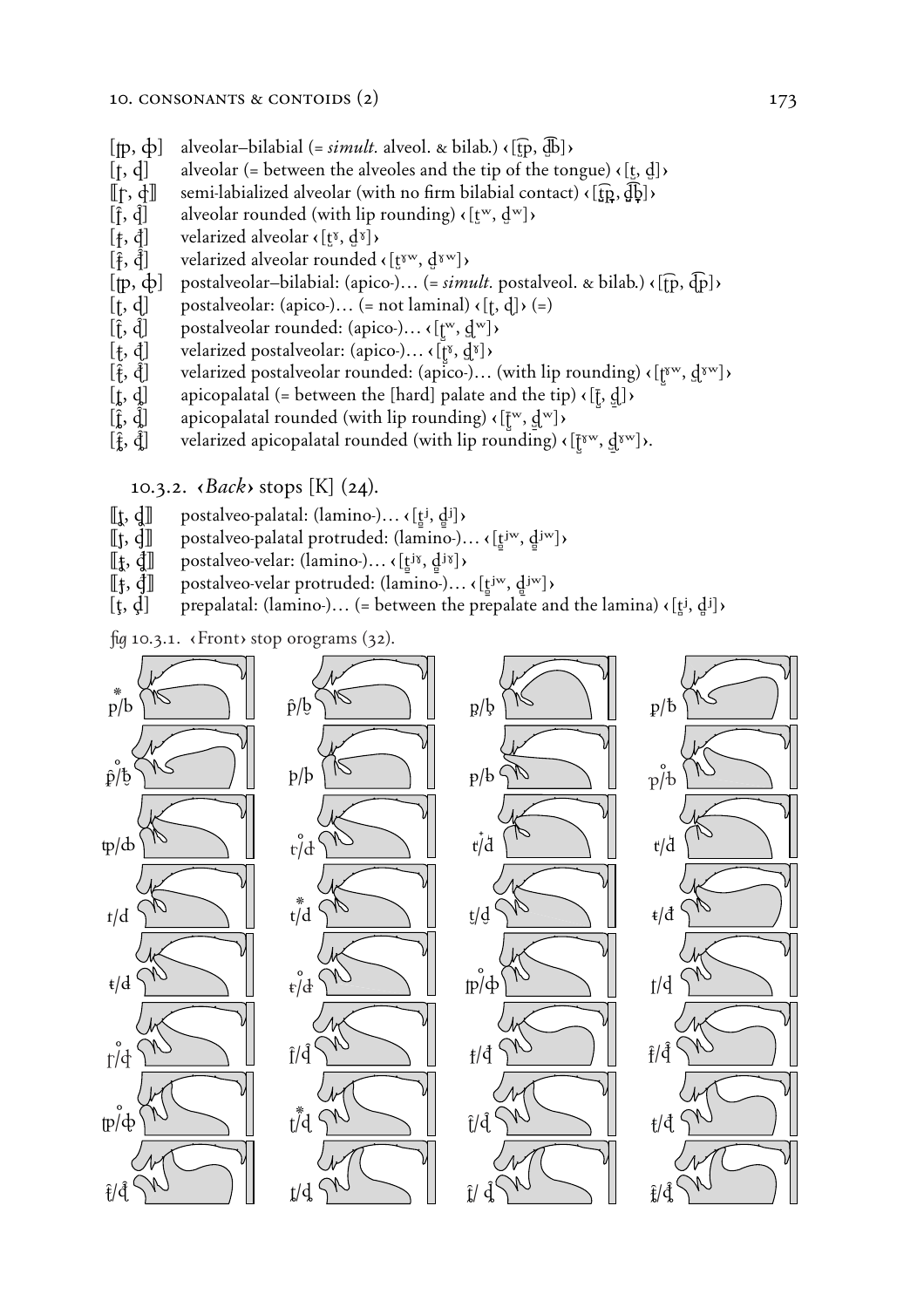[ʈp, ȡb] alveolar–bilabial (= *simult.* alveol. & bilab.) ‹[t͡p, d͡b]›
[ţ, ḑ] alveolar (= between the alveoles and the tip of the tongue) ‹[t̺, d̺]›
⟦ţ, ḑ⟧ semi-labialized alveolar (with no firm bilabial contact) ‹[t͡p̜, d͡b̜]›
[ţ̂, ḑ̂] alveolar rounded (with lip rounding) ‹[tʷ, dʷ]›
[ţ, ḑ] velarized alveolar ‹[tˠ, dˠ]›
[ţ̂, ḑ̂] velarized alveolar rounded ‹[tˠʷ, dˠʷ]›
[ʈp, ȡb] postalveolar–bilabial: (apico-)… (= *simult.* postalveol. & bilab.) ‹[t͡p, d͡p]›
[ʈ, ɖ] postalveolar: (apico-)… (= not laminal) ‹[ʈ, ɖ]› (=)
[ʈ̂, ɖ̂] postalveolar rounded: (apico-)… ‹[ʈʷ, ɖʷ]›
[ʈ, ɖ] velarized postalveolar: (apico-)… ‹[ʈˠ, ɖˠ]›
[ʈ̂, ɖ̂] velarized postalveolar rounded: (apico-)… (with lip rounding) ‹[ʈˠʷ, ɖˠʷ]›
[ʈ, ɖ] apicopalatal (= between the [hard] palate and the tip) ‹[ʈ̠, ɖ̠]›
[ʈ̂, ɖ̂] apicopalatal rounded (with lip rounding) ‹[ʈ̠ʷ, ɖ̠ʷ]›
[ʈ̂, ɖ̂] velarized apicopalatal rounded (with lip rounding) ‹[ʈ̠ˠʷ, ɖ̠ˠʷ]›.

### 10.3.2. ‹*Back*› stops [K] (24).

⟦ʈ, ɖ⟧ postalveo-palatal: (lamino-)… ‹[t̠ʲ, d̠ʲ]›
⟦ʈ, ɖ⟧ postalveo-palatal protruded: (lamino-)… ‹[t̠ʲʷ, d̠ʲʷ]›
⟦ʈ, ɖ⟧ postalveo-velar: (lamino-)… ‹[t̠ʲˠ, d̠ʲˠ]›
⟦ʈ, ɖ⟧ postalveo-velar protruded: (lamino-)… ‹[t̠ʲʷ, d̠ʲʷ]›
[ţ, ḑ] prepalatal: (lamino-)… (= between the prepalate and the lamina) ‹[t̠ʲ, d̠ʲ]›

*fig* 10.3.1. ‹Front› stop orograms (32).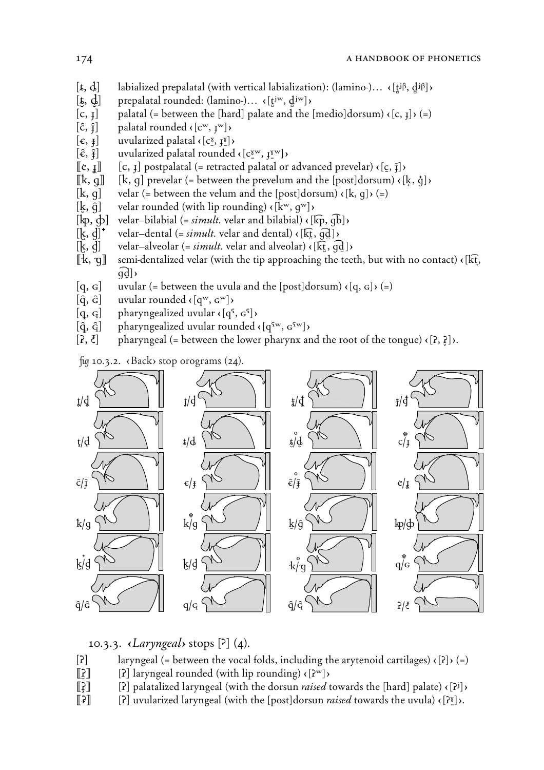[ȶ, ȡ] labialized prepalatal (with vertical labialization): (lamino-)… ‹[t̠ʲᵝ, d̠ʲᵝ]›
[ȶ̹, ȡ̹] prepalatal rounded: (lamino-)… ‹[t̠ʲʷ, d̠ʲʷ]›
[c, ɟ] palatal (= between the [hard] palate and the [medio]dorsum) ‹[c, ɟ]› (=)
[ĉ, ɟ̂] palatal rounded ‹[cʷ, ɟʷ]›
[ꞓ, ɟ̵] uvularized palatal ‹[cˠ̠, ɟˠ̠]›
[ꞓ̂, ɟ̵̂] uvularized palatal rounded ‹[cˠ̠ʷ, ɟˠ̠ʷ]›
⟦c, ɟ⟧ [c, ɟ] postpalatal (= retracted palatal or advanced prevelar) ‹[c̠, ɟ̠]›
⟦k, ɡ⟧ [k, ɡ] prevelar (= between the prevelum and the [post]dorsum) ‹[k̟, ɡ̟]›
[k, ɡ] velar (= between the velum and the [post]dorsum) ‹[k, ɡ]› (=)
[k̹, ĝ] velar rounded (with lip rounding) ‹[kʷ, ɡʷ]›
[kp, ɡb] velar–bilabial (= *simult.* velar and bilabial) ‹[k͡p, ɡ͡b]›
[k̪, ɡ̪]⁺ velar–dental (= *simult.* velar and dental) ‹[k͡t̪, ɡ͡d̪]›
[k̪, ɡ̪] velar–alveolar (= *simult.* velar and alveolar) ‹[k͡t, ɡ͡d]›
⟦k, ɡ⟧ semi-dentalized velar (with the tip approaching the teeth, but with no contact) ‹[k͡t̪, ɡ͡d̪]›
[q, ɢ] uvular (= between the uvula and the [post]dorsum) ‹[q, ɢ]› (=)
[q̂, ɢ̂] uvular rounded ‹[qʷ, ɢʷ]›
[q̴, ɢ̴] pharyngealized uvular ‹[qˤ, ɢˤ]›
[q̴̂, ɢ̴̂] pharyngealized uvular rounded ‹[qˤʷ, ɢˤʷ]›
[ʡ, ʡ̬] pharyngeal (= between the lower pharynx and the root of the tongue) ‹[ʡ, ʡ̬]›.

*fig* 10.3.2. ‹Back› stop orograms (24).

## 10.3.3. ‹*Laryngeal*› stops [ʔ] (4).

[ʔ] laryngeal (= between the vocal folds, including the arytenoid cartilages) ‹[ʔ]› (=)
⟦ʔ⟧ [ʔ] laryngeal rounded (with lip rounding) ‹[ʔʷ]›
⟦ʔ⟧ [ʔ] palatalized laryngeal (with the dorsun *raised* towards the [hard] palate) ‹[ʔʲ]›
⟦ʔ⟧ [ʔ] uvularized laryngeal (with the [post]dorsun *raised* towards the uvula) ‹[ʔˠ̠]›.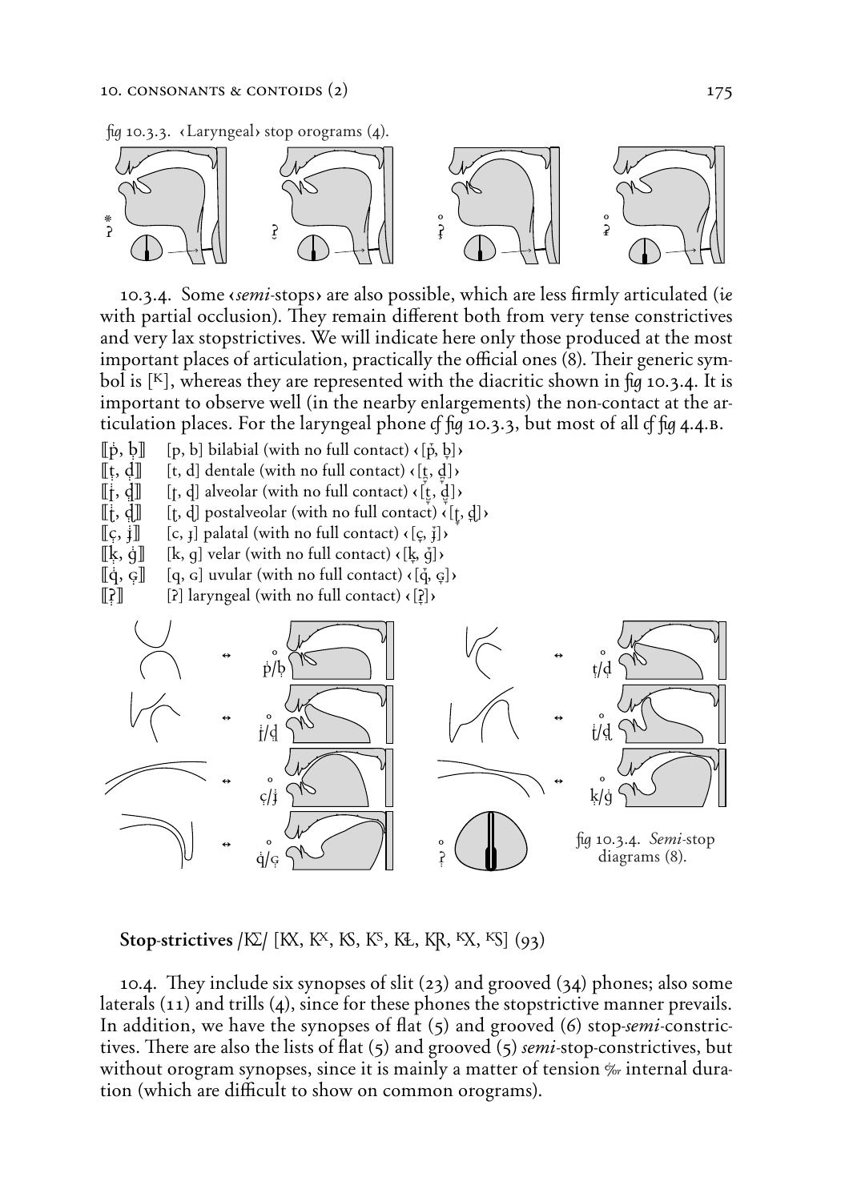fig 10.3.3. ‹Laryngeal› stop orograms (4).

10.3.4. Some ‹*semi*-stops› are also possible, which are less firmly articulated (*ie* with partial occlusion). They remain different both from very tense constrictives and very lax stopstrictives. We will indicate here only those produced at the most important places of articulation, practically the official ones (8). Their generic symbol is [ᴷ], whereas they are represented with the diacritic shown in fig 10.3.4. It is important to observe well (in the nearby enlargements) the non-contact at the articulation places. For the laryngeal phone cf fig 10.3.3, but most of all cf fig 4.4.B.

- ⟦ṗ, ḅ⟧ [p, b] bilabial (with no full contact) ‹[p̆, b̥]›
- ⟦ṭ, ḍ⟧ [t, d] dentale (with no full contact) ‹[t̪, d̪]›
- ⟦ṭ, ḍ⟧ [ṭ, ḍ] alveolar (with no full contact) ‹[ṭ, ḍ]›
- ⟦ṭ, ḍ⟧ [ṭ, ḍ] postalveolar (with no full contact) ‹[ṭ, ḍ]›
- ⟦ç, ɟ̇⟧ [c, ɟ] palatal (with no full contact) ‹[ç, ɟ̆]›
- ⟦ḳ, ġ⟧ [k, g] velar (with no full contact) ‹[ḳ, ğ]›
- ⟦q̇, ɢ̣⟧ [q, ɢ] uvular (with no full contact) ‹[q̇, ɢ̣]›
- ⟦ʔ̣⟧ [ʔ] laryngeal (with no full contact) ‹[ʔ̣]›

fig 10.3.4. *Semi*-stop diagrams (8).

**Stop-strictives /ꝀΣ/ [ꝀX, Kˣ, ꝀS, Kˢ, ꝀⱢ, ꝀR, ᴷX, ᴷS] (93)**

10.4. They include six synopses of slit (23) and grooved (34) phones; also some laterals (11) and trills (4), since for these phones the stopstrictive manner prevails. In addition, we have the synopses of flat (5) and grooved (6) stop-*semi*-constrictives. There are also the lists of flat (5) and grooved (5) *semi*-stop-constrictives, but without orogram synopses, since it is mainly a matter of tension ⁄or internal duration (which are difficult to show on common orograms).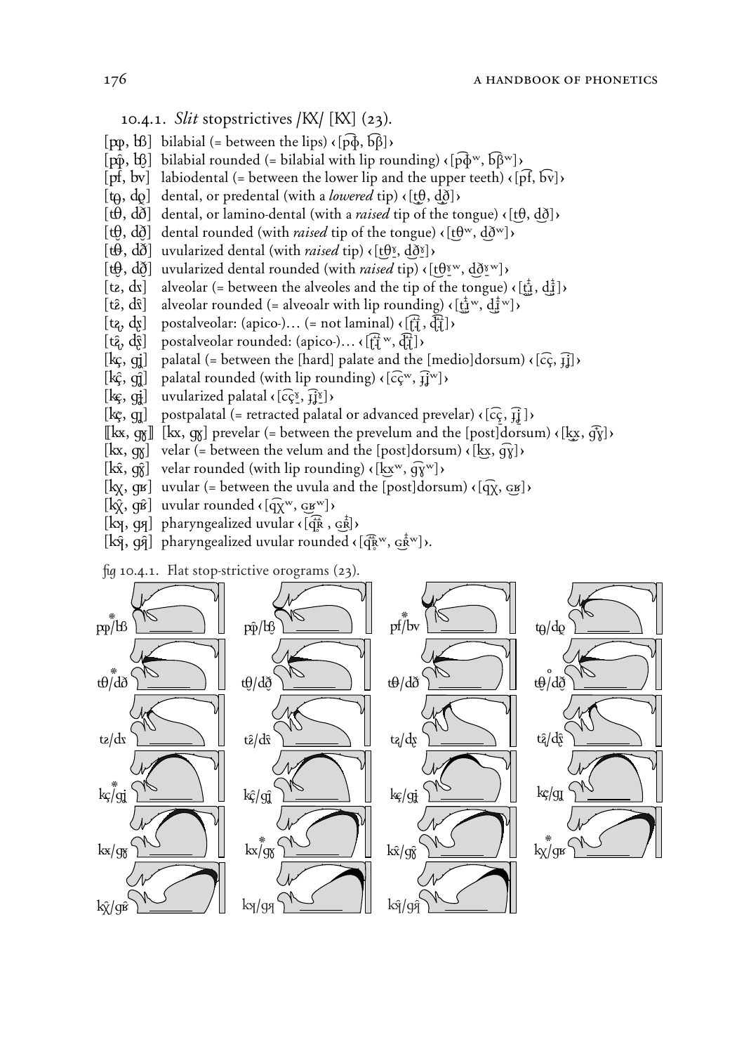10.4.1. *Slit* stopstrictives /KX/ [KX] (23).

[pɸ, bꞵ] bilabial (= between the lips) ‹[p͡ɸ, b͡β]›
[pɸ̂, bꞵ̂] bilabial rounded (= bilabial with lip rounding) ‹[p͡ɸʷ, b͡βʷ]›
[pf, bv] labiodental (= between the lower lip and the upper teeth) ‹[p͡f, b͡v]›
[tθ, dð] dental, or predental (with a *lowered* tip) ‹[t̪θ, d̪ð]›
[tθ, dð] dental, or lamino-dental (with a *raised* tip of the tongue) ‹[tθ, dð]›
[tθ̂, dð̂] dental rounded (with *raised* tip of the tongue) ‹[tθʷ, dðʷ]›
[tθ, dð] uvularized dental (with *raised* tip) ‹[tθˠ, dðˠ]›
[tθ̂, dð̂] uvularized dental rounded (with *raised* tip) ‹[tθˠʷ, dðˠʷ]›
[tɹ, dɹ] alveolar (= between the alveoles and the tip of the tongue) ‹[tɹ̝̊, dɹ̝]›
[tɹ̂, dɹ̂] alveolar rounded (= alveoalr with lip rounding) ‹[tɹ̝̊ʷ, dɹ̝ʷ]›
[tɻ, dɻ] postalveolar: (apico-)… (= not laminal) ‹[t͡ɻ, d͡ɻ]›
[tɻ̂, dɻ̂] postalveolar rounded: (apico-)… ‹[t͡ɻʷ, d͡ɻʷ]›
[kç, gʝ] palatal (= between the [hard] palate and the [medio]dorsum) ‹[c͡ç, ɟ͡ʝ]›
[kç̂, gʝ̂] palatal rounded (with lip rounding) ‹[c͡çʷ, ɟ͡ʝʷ]›
[kç, gʝ] uvularized palatal ‹[c͡çˠ, ɟ͡ʝˠ]›
[kç, gʝ] postpalatal (= retracted palatal or advanced prevelar) ‹[c͡ç, ɟ͡ʝ]›
⟦kx, gɣ⟧ [kx, gɣ] prevelar (= between the prevelum and the [post]dorsum) ‹[k̟x, ɡ͡ɣ]›
[kx, gɣ] velar (= between the velum and the [post]dorsum) ‹[kx, ɡ͡ɣ]›
[kx̂, gɣ̂] velar rounded (with lip rounding) ‹[kxʷ, ɡ͡ɣʷ]›
[kχ, gʁ] uvular (= between the uvula and the [post]dorsum) ‹[q͡χ, ɢʁ]›
[kχ̂, gʁ̂] uvular rounded ‹[q͡χʷ, ɢʁʷ]›
[kʕ, gʕ] pharyngealized uvular ‹[q͡ʀ̥, ɢʀ]›
[kʕ̂, gʕ̂] pharyngealized uvular rounded ‹[q͡ʀ̥ʷ, ɢʀʷ]›.

fig 10.4.1. Flat stop-strictive orograms (23).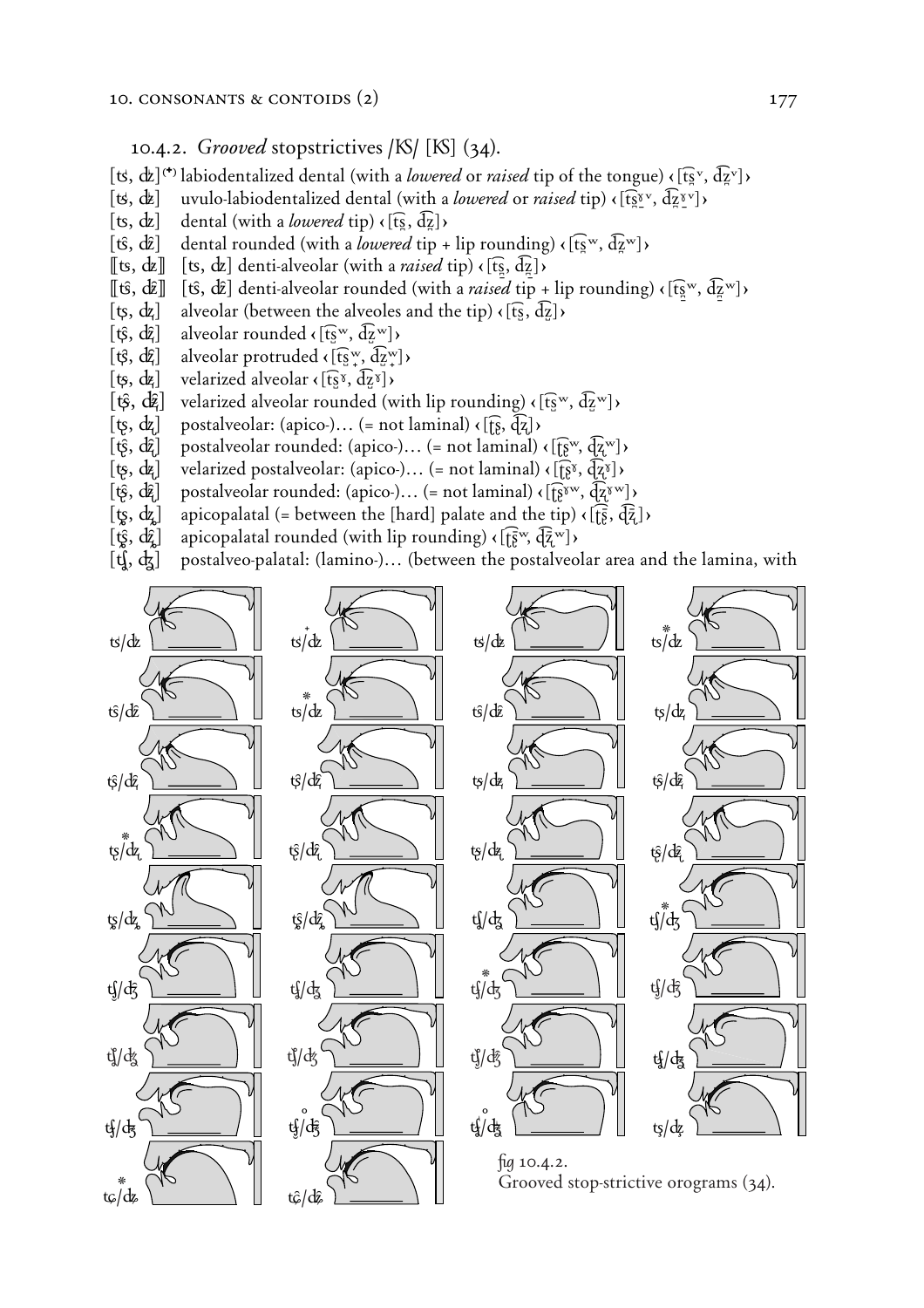### 10.4.2. *Grooved* stopstrictives /ʦ/ [ʦ] (34).

[ʦ, ʣ][(*)] labiodentalized dental (with a *lowered* or *raised* tip of the tongue) ‹[t͡s̪ᵛ, d͡z̪ᵛ]›

[ʦ, ʣ] uvulo-labiodentalized dental (with a *lowered* or *raised* tip) ‹[t͡s̪ʶᵛ, d͡z̪ʶᵛ]›

[ʦ, ʣ] dental (with a *lowered* tip) ‹[t͡s̪, d͡z̪]›

[ʦ̂, ʣ̂] dental rounded (with a *lowered* tip + lip rounding) ‹[t͡s̪ʷ, d͡z̪ʷ]›

⟦ʦ, ʣ⟧ [ʦ, ʣ] denti-alveolar (with a *raised* tip) ‹[t͡s̪, d͡z̪]›

⟦ʦ̂, ʣ̂⟧ [ʦ̂, ʣ̂] denti-alveolar rounded (with a *raised* tip + lip rounding) ‹[t͡s̪ʷ, d͡z̪ʷ]›

[ʦ, ʣ] alveolar (between the alveoles and the tip) ‹[t͡s, d͡z]›

[ʦ̂, ʣ̂] alveolar rounded ‹[t͡sʷ, d͡zʷ]›

[ʦ̂, ʣ̂] alveolar protruded ‹[t͡s̟ʷ, d͡z̟ʷ]›

[ʦ, ʣ] velarized alveolar ‹[t͡sˠ, d͡zˠ]›

[ʦ̂, ʣ̂] velarized alveolar rounded (with lip rounding) ‹[t͡sʷ, d͡zʷ]›

[ʦ, ʣ] postalveolar: (apico-)… (= not laminal) ‹[t͡ʂ, d͡ʐ]›

[ʦ̂, ʣ̂] postalveolar rounded: (apico-)… (= not laminal) ‹[t͡ʂʷ, d͡ʐʷ]›

[ʦ, ʣ] velarized postalveolar: (apico-)… (= not laminal) ‹[t͡ʂˠ, d͡ʐˠ]›

[ʦ̂, ʣ̂] postalveolar rounded: (apico-)… (= not laminal) ‹[t͡ʂˠʷ, d͡ʐˠʷ]›

[ʈʂ, ɖʐ] apicopalatal (= between the [hard] palate and the tip) ‹[t͡ʂ, d͡ʐ]›

[ʈʂ̂, ɖʐ̂] apicopalatal rounded (with lip rounding) ‹[t͡ʂʷ, d͡ʐʷ]›

[ʧ, ʤ] postalveo-palatal: (lamino-)… (between the postalveolar area and the lamina, with

*fig* 10.4.2.
Grooved stop-strictive orograms (34).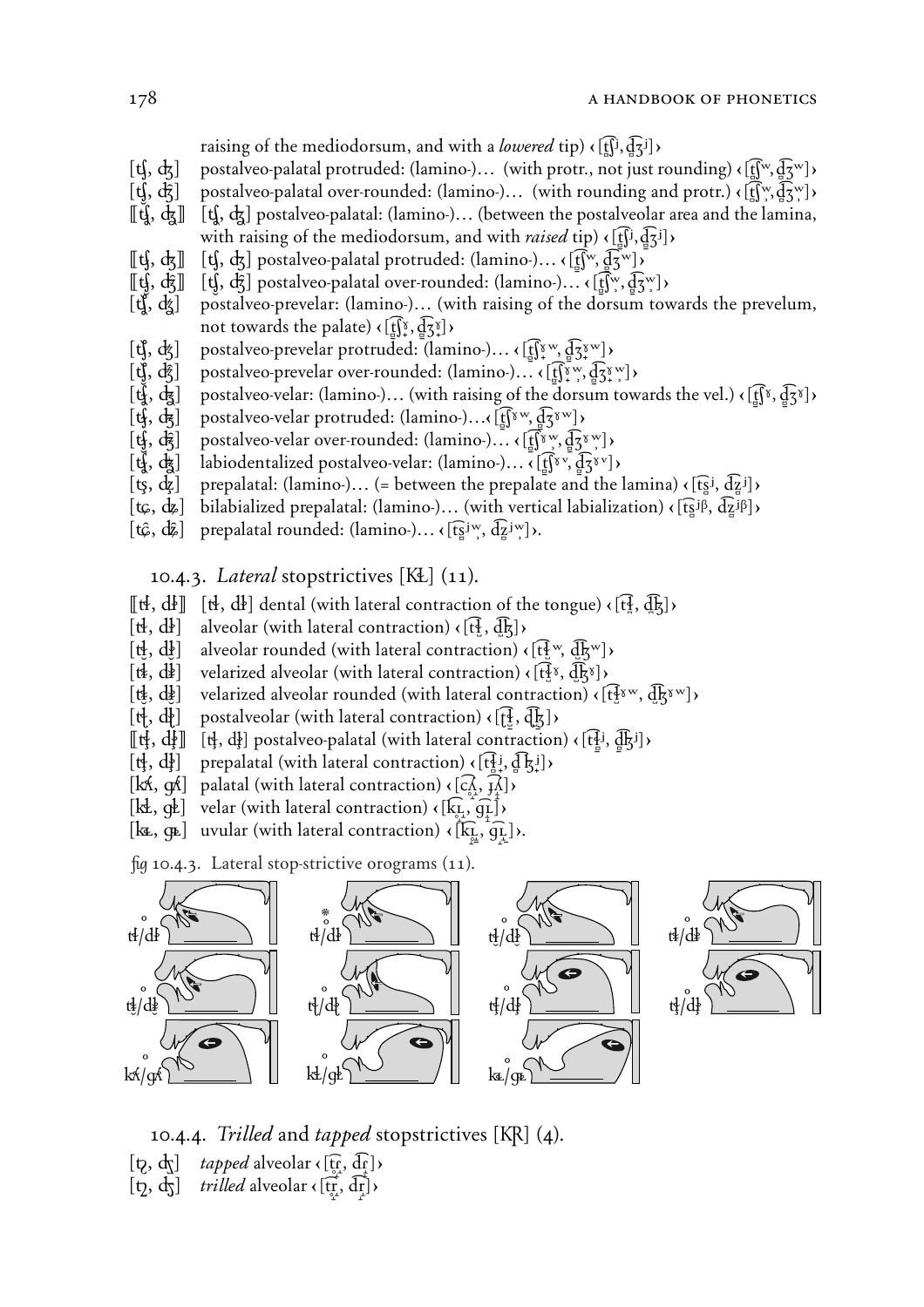raising of the mediodorsum, and with a *lowered* tip) ‹[t͡ʃʲ, d͡ʒʲ]›

[ʧ, ʤ] postalveo-palatal protruded: (lamino-)… (with protr., not just rounding) ‹[t͡ʃʷ, d͡ʒʷ]›

[ʧ, ʤ] postalveo-palatal over-rounded: (lamino-)… (with rounding and protr.) ‹[t͡ʃʷ, d͡ʒʷ]›

⟦ʧ, ʤ⟧ [ʧ, ʤ] postalveo-palatal: (lamino-)… (between the postalveolar area and the lamina, with raising of the mediodorsum, and with *raised* tip) ‹[t͡ʃʲ, d͡ʒʲ]›

⟦ʧ, ʤ⟧ [ʧ, ʤ] postalveo-palatal protruded: (lamino-)… ‹[t͡ʃʷ, d͡ʒʷ]›

⟦ʧ, ʤ⟧ [ʧ, ʤ] postalveo-palatal over-rounded: (lamino-)… ‹[t͡ʃʷ, d͡ʒʷ]›

[ʧ, ʤ] postalveo-prevelar: (lamino-)… (with raising of the dorsum towards the prevelum, not towards the palate) ‹[t͡ʃˠ, d͡ʒˠ]›

[ʧ, ʤ] postalveo-prevelar protruded: (lamino-)… ‹[t͡ʃˠʷ, d͡ʒˠʷ]›

[ʧ, ʤ] postalveo-prevelar over-rounded: (lamino-)… ‹[t͡ʃˠʷ, d͡ʒˠʷ]›

[ʧ, ʤ] postalveo-velar: (lamino-)… (with raising of the dorsum towards the vel.) ‹[t͡ʃˠ, d͡ʒˠ]›

[ʧ, ʤ] postalveo-velar protruded: (lamino-)…‹[t͡ʃˠʷ, d͡ʒˠʷ]›

[ʧ, ʤ] postalveo-velar over-rounded: (lamino-)… ‹[t͡ʃˠʷ, d͡ʒˠʷ]›

[ʧ, ʤ] labiodentalized postalveo-velar: (lamino-)… ‹[t͡ʃˠᵛ, d͡ʒˠᵛ]›

[tʂ, dʐ] prepalatal: (lamino-)… (= between the prepalate and the lamina) ‹[t͡ʂʲ, d͡ʐʲ]›

[tɕ, dʑ] bilabialized prepalatal: (lamino-)… (with vertical labialization) ‹[t͡ʂʲᵝ, d͡ʐʲᵝ]›

[tɕ, dʑ] prepalatal rounded: (lamino-)… ‹[t͡ʂʲʷ, d͡ʐʲʷ]›.

### 10.4.3. *Lateral* stopstrictives [KȽ] (11).

⟦tɬ, dɮ⟧ [tɬ, dɮ] dental (with lateral contraction of the tongue) ‹[t͡ɬ, d͡ɮ]›

[tɬ, dɮ] alveolar (with lateral contraction) ‹[t͡ɬ, d͡ɮ]›

[tɬ, dɮ] alveolar rounded (with lateral contraction) ‹[t͡ɬʷ, d͡ɮʷ]›

[tɬ, dɮ] velarized alveolar (with lateral contraction) ‹[t͡ɬˠ, d͡ɮˠ]›

[tɬ, dɮ] velarized alveolar rounded (with lateral contraction) ‹[t͡ɬˠʷ, d͡ɮˠʷ]›

[tɬ, dɮ] postalveolar (with lateral contraction) ‹[t͡ɬ, d͡ɮ]›

⟦tɬ, dɮ⟧ [tɬ, dɮ] postalveo-palatal (with lateral contraction) ‹[t͡ɬʲ, d͡ɮʲ]›

[tɬ, dɮ] prepalatal (with lateral contraction) ‹[t͡ɬʲ, d͡ɮʲ]›

[kʎ, gʎ] palatal (with lateral contraction) ‹[c͡ʎ, ɟ͡ʎ]›

[kʟ, gʟ] velar (with lateral contraction) ‹[k͡ʟ, g͡ʟ]›

[kʟ, gʟ] uvular (with lateral contraction) ‹[k͡ʟ, g͡ʟ]›.

fig 10.4.3. Lateral stop-strictive orograms (11).

### 10.4.4. *Trilled* and *tapped* stopstrictives [KR] (4).

[tɾ, dɾ] *tapped* alveolar ‹[t͡ɾ, d͡ɾ]›

[tr, dr] *trilled* alveolar ‹[t͡r, d͡r]›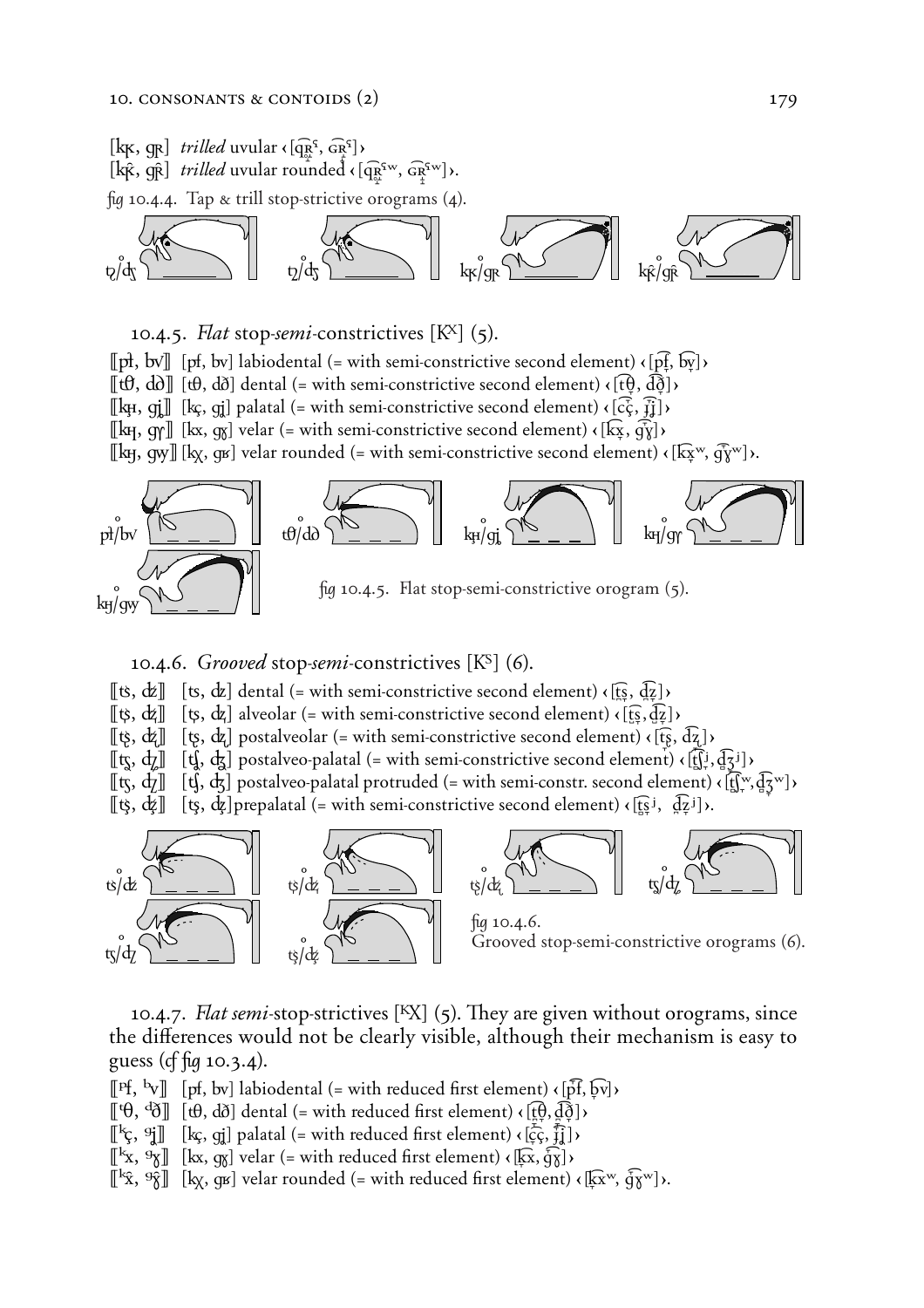[ʞʞ, ɢʀ] *trilled* uvular ‹[q͡ʀ̥ˤ, ɢ͡ʀˤ]›
[ʞʞ̂, ɢʀ̂] *trilled* uvular rounded ‹[q͡ʀ̥ˤʷ, ɢ͡ʀˤʷ]›.

*fig* 10.4.4. Tap & trill stop-strictive orograms (4).

10.4.5. *Flat* stop-*semi*-constrictives [Kˣ] (5).

⟦pɬ, bv⟧ [pf, bv] labiodental (= with semi-constrictive second element) ‹[p͡f̞, b͡v̞]›
⟦tθ, dð⟧ [tθ, dð] dental (= with semi-constrictive second element) ‹[t͡θ̞, d͡ð̞]›
⟦kʜ, gʝ⟧ [kç, gʝ] palatal (= with semi-constrictive second element) ‹[c͡ç̞, ɟ͡ʝ̞]›
⟦kʜ, gɣ⟧ [kx, gɣ] velar (= with semi-constrictive second element) ‹[k͡x̞, g͡ɣ̞]›
⟦kʜ, gɣ⟧ [kχ, gʁ] velar rounded (= with semi-constrictive second element) ‹[k͡x̞ʷ, g͡ɣ̞ʷ]›.

*fig* 10.4.5. Flat stop-semi-constrictive orogram (5).

10.4.6. *Grooved* stop-*semi*-constrictives [Kˢ] (6).

⟦ts, dz⟧ [ts, dz] dental (= with semi-constrictive second element) ‹[t͡s̞, d͡z̞]›
⟦ts, dz⟧ [ts, dz] alveolar (= with semi-constrictive second element) ‹[t͡s̞, d͡z̞]›
⟦tʂ, dʐ⟧ [tʂ, dʐ] postalveolar (= with semi-constrictive second element) ‹[t͡ʂ̞, d͡ʐ̞]›
⟦tʃ, dʒ⟧ [tʃ, dʒ] postalveo-palatal (= with semi-constrictive second element) ‹[t͡ʃ̞ʲ, d͡ʒ̞ʲ]›
⟦tʃ, dʒ⟧ [tʃ, dʒ] postalveo-palatal protruded (= with semi-constr. second element) ‹[t͡ʃ̞ʷ, d͡ʒ̞ʷ]›
⟦tɕ, dʑ⟧ [tɕ, dʑ] prepalatal (= with semi-constrictive second element) ‹[t͡ɕ̞ʲ, d͡ʑ̞ʲ]›.

*fig* 10.4.6.
Grooved stop-semi-constrictive orograms (6).

10.4.7. *Flat semi*-stop-strictives [ᴷX] (5). They are given without orograms, since the differences would not be clearly visible, although their mechanism is easy to guess (*cf fig* 10.3.4).

⟦ᵖf, ᵇv⟧ [pf, bv] labiodental (= with reduced first element) ‹[p̆͡f, b̆͡v]›
⟦ᵗθ, ᵈð⟧ [tθ, dð] dental (= with reduced first element) ‹[t̆͡θ, d̆͡ð]›
⟦ᵏç, ᵍʝ⟧ [kç, gʝ] palatal (= with reduced first element) ‹[c̆͡ç, ɟ̆͡ʝ]›
⟦ᵏx, ᵍɣ⟧ [kx, gɣ] velar (= with reduced first element) ‹[k̆͡x, ğ͡ɣ]›
⟦ᵏx̂, ᵍɣ̂⟧ [kχ, gʁ] velar rounded (= with reduced first element) ‹[k̆͡xʷ, ğ͡ɣʷ]›.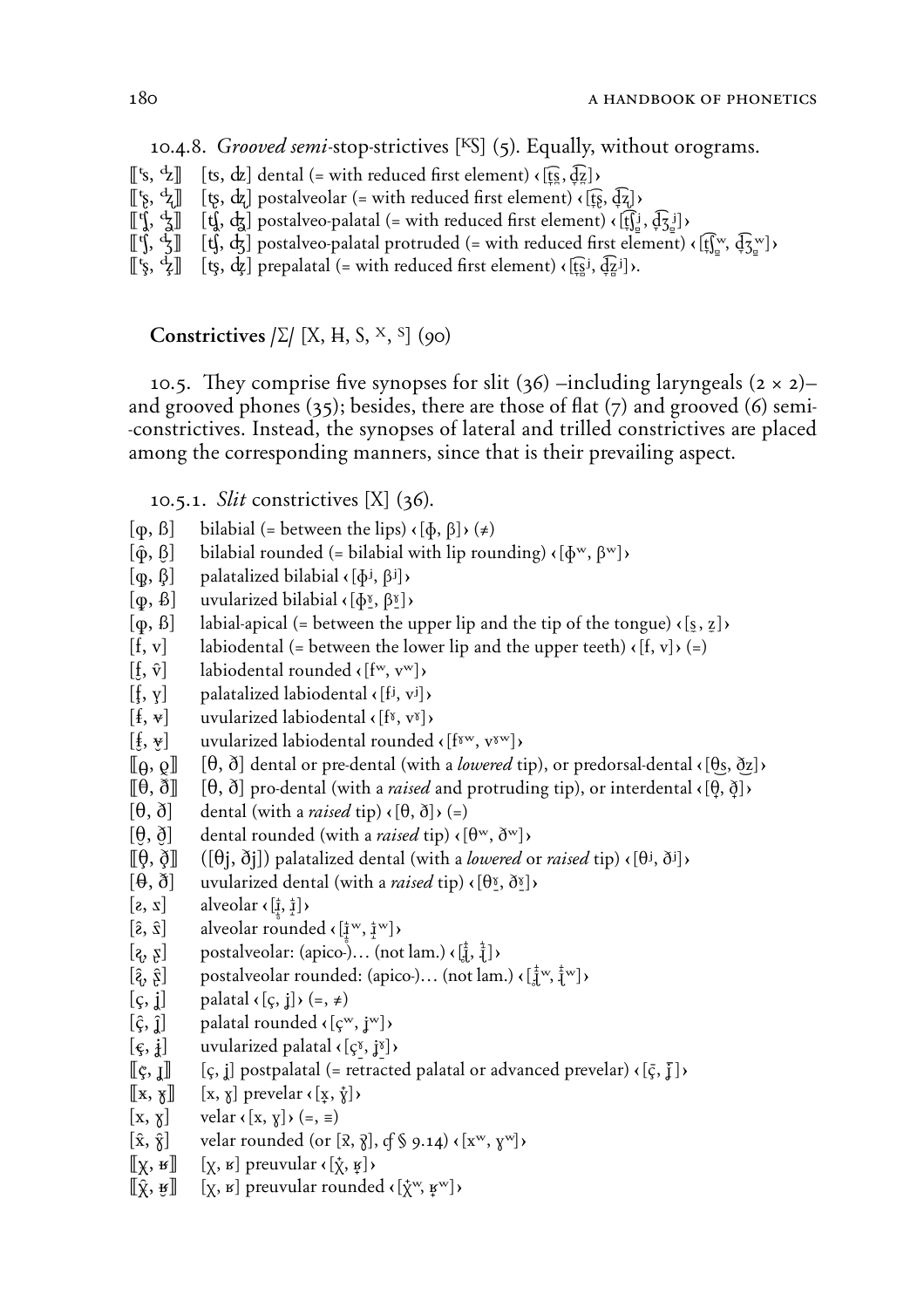10.4.8. *Grooved semi-*stop-strictives [ᴷS] (5). Equally, without orograms.

⟦ᵗs, ᵈz⟧ [ts, dz] dental (= with reduced first element) ‹[t͡s̪, d͡z̪]›
⟦ᵗʂ, ᵈʐ⟧ [tʂ, dʐ] postalveolar (= with reduced first element) ‹[t͡ʂ, d͡ʐ]›
⟦ᵗʃ, ᵈʒ⟧ [tʃ, dʒ] postalveo-palatal (= with reduced first element) ‹[t͡ʃʲ, d͡ʒʲ]›
⟦ᵗʃ, ᵈʒ⟧ [tʃ, dʒ] postalveo-palatal protruded (= with reduced first element) ‹[t͡ʃʷ, d͡ʒʷ]›
⟦ᵗɕ, ᵈʑ⟧ [tɕ, dʑ] prepalatal (= with reduced first element) ‹[t͡sʲ, d͡zʲ]›.

**Constrictives /Σ/ [X, Ħ, S, ˣ, ˢ] (90)**

10.5. They comprise five synopses for slit (36) –including laryngeals (2 × 2)– and grooved phones (35); besides, there are those of flat (7) and grooved (6) semi-constrictives. Instead, the synopses of lateral and trilled constrictives are placed among the corresponding manners, since that is their prevailing aspect.

10.5.1. *Slit* constrictives [X] (36).

[ɸ, β] bilabial (= between the lips) ‹[ɸ, β]› (≠)
[ɸ̂, β̂] bilabial rounded (= bilabial with lip rounding) ‹[ɸʷ, βʷ]›
[ɸ, β] palatalized bilabial ‹[ɸʲ, βʲ]›
[ɸ, β] uvularized bilabial ‹[ɸˠ, βˠ]›
[ɸ, β] labial-apical (= between the upper lip and the tip of the tongue) ‹[s̼, z̼]›
[f, v] labiodental (= between the lower lip and the upper teeth) ‹[f, v]› (=)
[f̂, v̂] labiodental rounded ‹[fʷ, vʷ]›
[f, v] palatalized labiodental ‹[fʲ, vʲ]›
[ɟ, ⱱ] uvularized labiodental ‹[fˠ, vˠ]›
[f, v] uvularized labiodental rounded ‹[fˠʷ, vˠʷ]›
⟦θ, ð⟧ [θ, ð] dental or pre-dental (with a *lowered* tip), or predorsal-dental ‹[θs, ðz]›
⟦θ, ð⟧ [θ, ð] pro-dental (with a *raised* and protruding tip), or interdental ‹[θ̟, ð̟]›
[θ, ð] dental (with a *raised* tip) ‹[θ, ð]› (=)
[θ̂, ð̂] dental rounded (with a *raised* tip) ‹[θʷ, ðʷ]›
⟦θ, ð⟧ ([θj, ðj]) palatalized dental (with a *lowered* or *raised* tip) ‹[θʲ, ðʲ]›
[θ, ð] uvularized dental (with a *raised* tip) ‹[θˠ, ðˠ]›
[ɹ̝̊, ɹ̝] alveolar ‹[ɹ̝̊, ɹ̝]›
[ɹ̝̊, ɹ̝] alveolar rounded ‹[ɹ̝̊ʷ, ɹ̝ʷ]›
[ɻ̝̊, ɻ̝] postalveolar: (apico-)… (not lam.) ‹[ɻ̝̊, ɻ̝]›
[ɻ̝̊, ɻ̝] postalveolar rounded: (apico-)… (not lam.) ‹[ɻ̝̊ʷ, ɻ̝ʷ]›
[ç, ʝ] palatal ‹[ç, ʝ]› (=, ≠)
[ĉ, ĵ] palatal rounded ‹[çʷ, ʝʷ]›
[ç, ʝ] uvularized palatal ‹[çˠ, ʝˠ]›
⟦ç, ɹ⟧ [ç, ʝ] postpalatal (= retracted palatal or advanced prevelar) ‹[ç̄, ʝ̄]›
⟦x, ɣ⟧ [x, ɣ] prevelar ‹[x̟, ɣ̟]›
[x, ɣ] velar ‹[x, ɣ]› (=, ≡)
[x̂, ɣ̂] velar rounded (or [x̂, ɣ̂], *cf* § 9.14) ‹[xʷ, ɣʷ]›
⟦χ, ʁ⟧ [χ, ʁ] preuvular ‹[χ̟, ʁ̟]›
⟦χ̂, ʁ̂⟧ [χ, ʁ] preuvular rounded ‹[χ̟ʷ, ʁ̟ʷ]›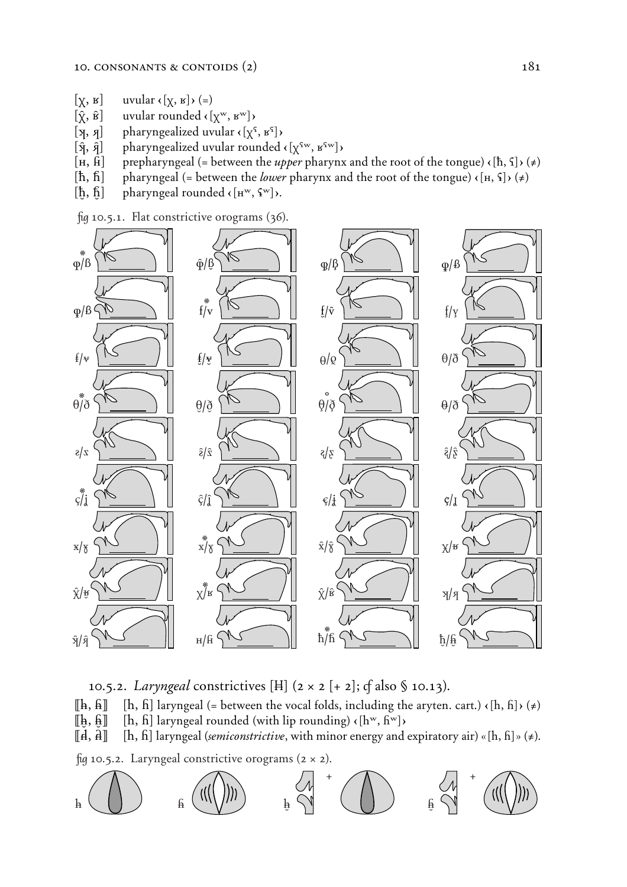[χ, ʁ] uvular ‹[χ, ʁ]› (=)
[χ̂, ʁ̂] uvular rounded ‹[χʷ, ʁʷ]›
[ꭓ, ʁ] pharyngealized uvular ‹[χˤ, ʁˤ]›
[ꭓ̂, ʁ̂] pharyngealized uvular rounded ‹[χˤʷ, ʁˤʷ]›
[ʜ, ɦ̆] prepharyngeal (= between the *upper* pharynx and the root of the tongue) ‹[ħ, ʕ]› (≠)
[ħ, ɦ] pharyngeal (= between the *lower* pharynx and the root of the tongue) ‹[ʜ, ʢ]› (≠)
[ħ̫, ɦ̫] pharyngeal rounded ‹[ʜʷ, ʢʷ]›.

*fig* 10.5.1. Flat constrictive orograms (36).

10.5.2. *Laryngeal* constrictives [Ħ] (2 × 2 [+ 2]; *cf* also § 10.13).

⟦h, ɦ⟧ [h, ɦ] laryngeal (= between the vocal folds, including the aryten. cart.) ‹[h, ɦ]› (≠)
⟦h̫, ɦ̫⟧ [h, ɦ] laryngeal rounded (with lip rounding) ‹[hʷ, ɦʷ]›
⟦ɦ̆, ɦ̊⟧ [h, ɦ] laryngeal (*semiconstrictive*, with minor energy and expiratory air) «[h, ɦ]» (≠).

*fig* 10.5.2. Laryngeal constrictive orograms (2 × 2).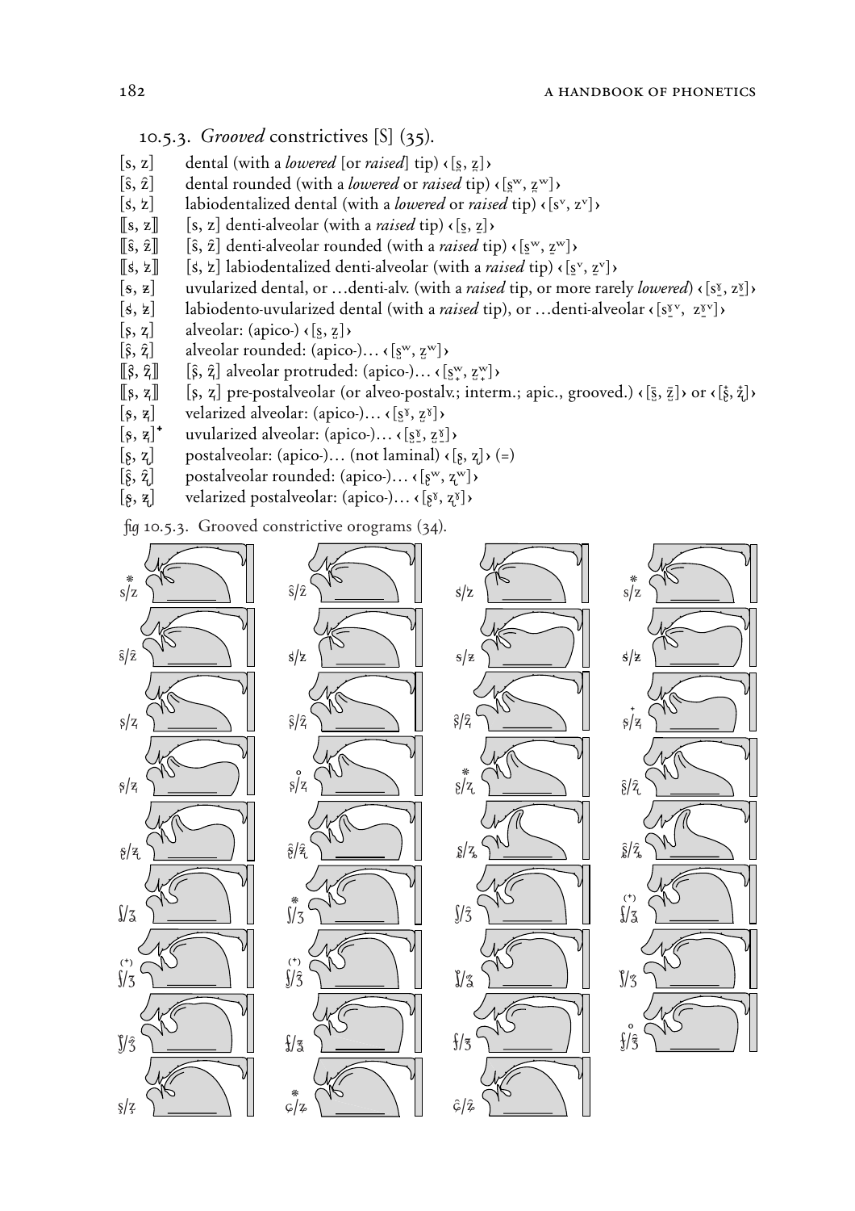### 10.5.3. *Grooved* constrictives [S] (35).

- [s, z] dental (with a *lowered* [or *raised*] tip) ‹[s̪, z̪]›
- [ŝ, ẑ] dental rounded (with a *lowered* or *raised* tip) ‹[s̪ʷ, z̪ʷ]›
- [ṡ, ż] labiodentalized dental (with a *lowered* or *raised* tip) ‹[sᵛ, zᵛ]›
- ⟦s, z⟧ [s, z] denti-alveolar (with a *raised* tip) ‹[s̪, z̪]›
- ⟦ŝ, ẑ⟧ [ŝ, ẑ] denti-alveolar rounded (with a *raised* tip) ‹[s̪ʷ, z̪ʷ]›
- ⟦ṡ, ż⟧ [ṡ, ż] labiodentalized denti-alveolar (with a *raised* tip) ‹[s̪ᵛ, z̪ᵛ]›
- [ꞩ, ƶ] uvularized dental, or …denti-alv. (with a *raised* tip, or more rarely *lowered*) ‹[sˠ̠, zˠ̠]›
- [ꞩ̇, ƶ̇] labiodento-uvularized dental (with a *raised* tip), or …denti-alveolar ‹[sˠ̠ᵛ, zˠ̠ᵛ]›
- [ş, ẓ] alveolar: (apico-) ‹[s̺, z̺]›
- [ș̂, ẓ̂] alveolar rounded: (apico-)… ‹[s̺ʷ, z̺ʷ]›
- ⟦ș̂, ẓ̂⟧ [ș̂, ẓ̂] alveolar protruded: (apico-)… ‹[s̺̟ʷ, z̺̟ʷ]›
- ⟦ş, ẓ⟧ [ş, ẓ] pre-postalveolar (or alveo-postalv.; interm.; apic., grooved.) ‹[s̺̄, z̺̄]› or ‹[ʂ̊, ʐ̊]›
- [ş̶, ẓ̶] velarized alveolar: (apico-)… ‹[s̺ˠ, z̺ˠ]›
- [ş̶, ẓ̶]⁺ uvularized alveolar: (apico-)… ‹[s̺ˠ̠, z̺ˠ̠]›
- [ʂ, ʐ] postalveolar: (apico-)… (not laminal) ‹[ʂ, ʐ]› (=)
- [ʂ̂, ʐ̂] postalveolar rounded: (apico-)… ‹[ʂʷ, ʐʷ]›
- [ʂ̶, ʐ̶] velarized postalveolar: (apico-)… ‹[ʂˠ, ʐˠ]›

*fig* 10.5.3. Grooved constrictive orograms (34).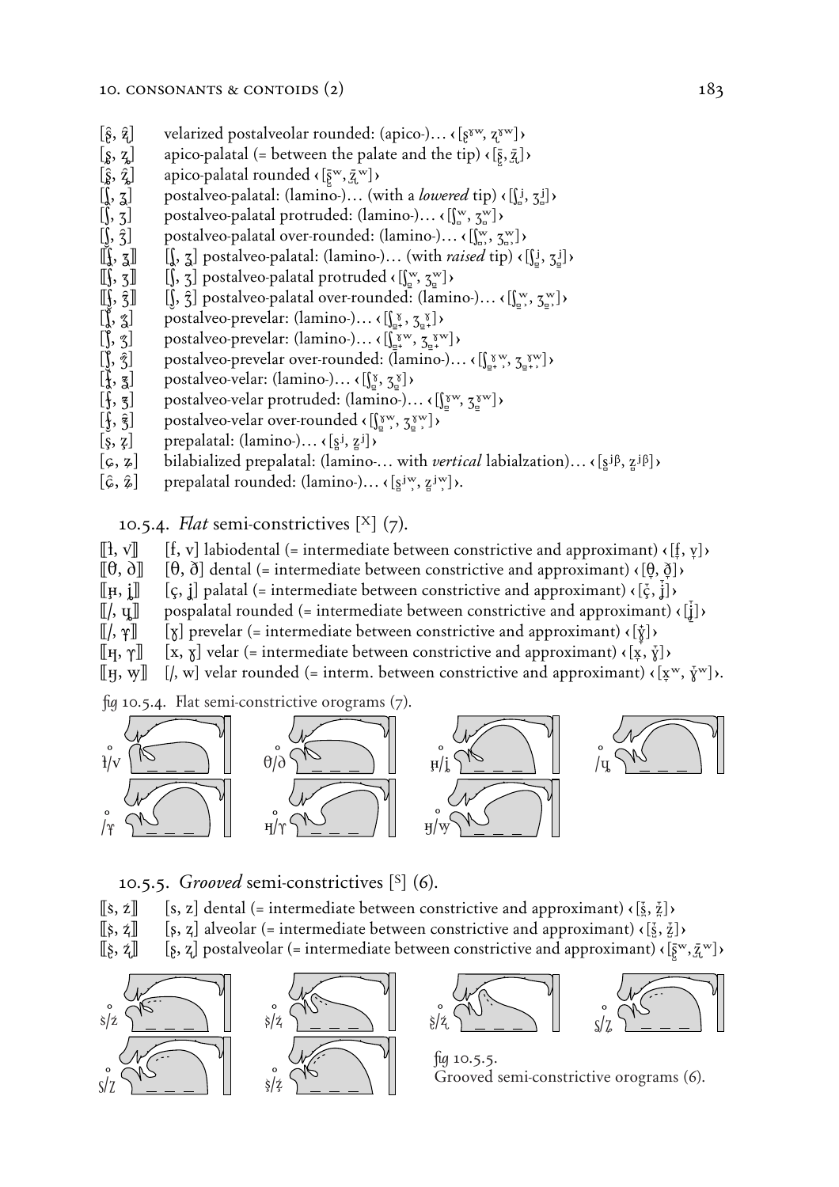[ʂ̂, ẓ̂]  velarized postalveolar rounded: (apico-)… ‹[ʂˠʷ, ʐˠʷ]›
[ʂ, ʐ]  apico-palatal (= between the palate and the tip) ‹[ʂ̄, ʐ̄]›
[ʂ̂, ʐ̂]  apico-palatal rounded ‹[ʂ̄ʷ, ʐ̄ʷ]›
[ʃ, ʒ]  postalveo-palatal: (lamino-)… (with a *lowered* tip) ‹[ʃʲ, ʒʲ]›
[ʃ, ʒ]  postalveo-palatal protruded: (lamino-)… ‹[ʃʷ, ʒʷ]›
[ʃ, ʒ̂]  postalveo-palatal over-rounded: (lamino-)… ‹[ʃʷ, ʒʷ]›
⟦ʃ, ʒ⟧  [ʃ, ʒ] postalveo-palatal: (lamino-)… (with *raised* tip) ‹[ʃʲ, ʒʲ]›
⟦ʃ, ʒ⟧  [ʃ, ʒ] postalveo-palatal protruded ‹[ʃʷ, ʒʷ]›
⟦ʃ, ʒ̂⟧  [ʃ, ʒ̂] postalveo-palatal over-rounded: (lamino-)… ‹[ʃʷ, ʒʷ]›
[ʃ, ʒ]  postalveo-prevelar: (lamino-)… ‹[ʃˠ, ʒˠ]›
[ʃ, ʒ]  postalveo-prevelar: (lamino-)… ‹[ʃˠʷ, ʒˠʷ]›
[ʃ, ʒ̂]  postalveo-prevelar over-rounded: (lamino-)… ‹[ʃˠʷ, ʒˠʷ]›
[ʃ, ʒ]  postalveo-velar: (lamino-)… ‹[ʃˠ, ʒˠ]›
[ʃ, ʒ]  postalveo-velar protruded: (lamino-)… ‹[ʃˠʷ, ʒˠʷ]›
[ʃ, ʒ̂]  postalveo-velar over-rounded ‹[ʃˠʷ, ʒˠʷ]›
[ʂ, ʐ]  prepalatal: (lamino-)… ‹[ʂʲ, ʐʲ]›
[ɕ, ʑ]  bilabialized prepalatal: (lamino-… with *vertical* labialzation)… ‹[ʂʲᵝ, ʐʲᵝ]›
[ɕ̂, ʑ̂]  prepalatal rounded: (lamino-)… ‹[ʂʲʷ, ʐʲʷ]›.

### 10.5.4. *Flat* semi-constrictives [ˣ] (7).

⟦ɟ, v⟧  [f, v] labiodental (= intermediate between constrictive and approximant) ‹[f̞, v̞]›
⟦θ, ð⟧  [θ, ð] dental (= intermediate between constrictive and approximant) ‹[θ̞, ð̞]›
⟦ʜ, j⟧  [ç, j] palatal (= intermediate between constrictive and approximant) ‹[ç̞, ʝ̞]›
⟦/, ɥ⟧  pospalatal rounded (= intermediate between constrictive and approximant) ‹[ʝ̞]›
⟦/, ɣ⟧  [ɣ] prevelar (= intermediate between constrictive and approximant) ‹[ɣ̞]›
⟦ʜ, ɣ⟧  [x, ɣ] velar (= intermediate between constrictive and approximant) ‹[x̞, ɣ̞]›
⟦ʜ, w⟧  [/, w] velar rounded (= interm. between constrictive and approximant) ‹[x̞ʷ, ɣ̞ʷ]›.

fig 10.5.4. Flat semi-constrictive orograms (7).

### 10.5.5. *Grooved* semi-constrictives [ˢ] (6).

⟦s, z⟧  [s, z] dental (= intermediate between constrictive and approximant) ‹[s̞, z̞]›
⟦s, z⟧  [s, z] alveolar (= intermediate between constrictive and approximant) ‹[s̞, z̞]›
⟦ʂ, ʐ⟧  [ʂ, ʐ] postalveolar (= intermediate between constrictive and approximant) ‹[ʂ̞ʷ, ʐ̞ʷ]›

fig 10.5.5.
Grooved semi-constrictive orograms (6).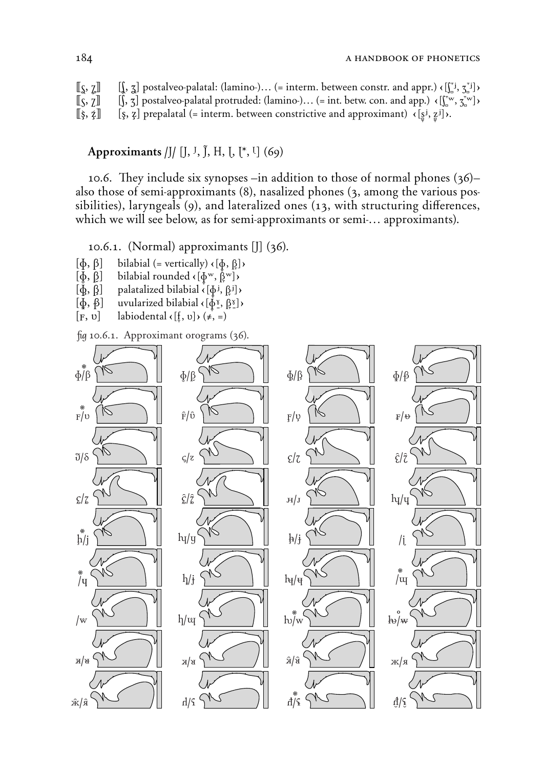⟦ʂ, ʐ⟧ [ʆ, ʓ] postalveo-palatal: (lamino-)… (= interm. between constr. and appr.) ‹[ʃʲ, ʒʲ]›
⟦ʂ, ʐ⟧ [ʃ, ʒ] postalveo-palatal protruded: (lamino-)… (= int. betw. con. and app.) ‹[ʃʷ, ʒʷ]›
⟦ʂ, ʑ⟧ [ş, ʑ] prepalatal (= interm. between constrictive and approximant) ‹[ʂʲ, ʐʲ]›.

## Approximants /J/ [J, ᴶ, J̃, H, ɭ, ɭ*, ᶩ] (69)

10.6. They include six synopses –in addition to those of normal phones (36)– also those of semi-approximants (8), nasalized phones (3, among the various possibilities), laryngeals (9), and lateralized ones (13, with structuring differences, which we will see below, as for semi-approximants or semi-… approximants).

10.6.1. (Normal) approximants [J] (36).

[ɸ, β] bilabial (= vertically) ‹[ɸ, β̞]›
[ɸ, β] bilabial rounded ‹[ɸʷ, β̞ʷ]›
[ɸ, β] palatalized bilabial ‹[ɸʲ, β̞ʲ]›
[ɸ, β] uvularized bilabial ‹[ɸˠ, β̞ˠ]›
[ꜰ, ʋ] labiodental ‹[f̞, ʋ]› (≠, =)

*fig* 10.6.1. Approximant orograms (36).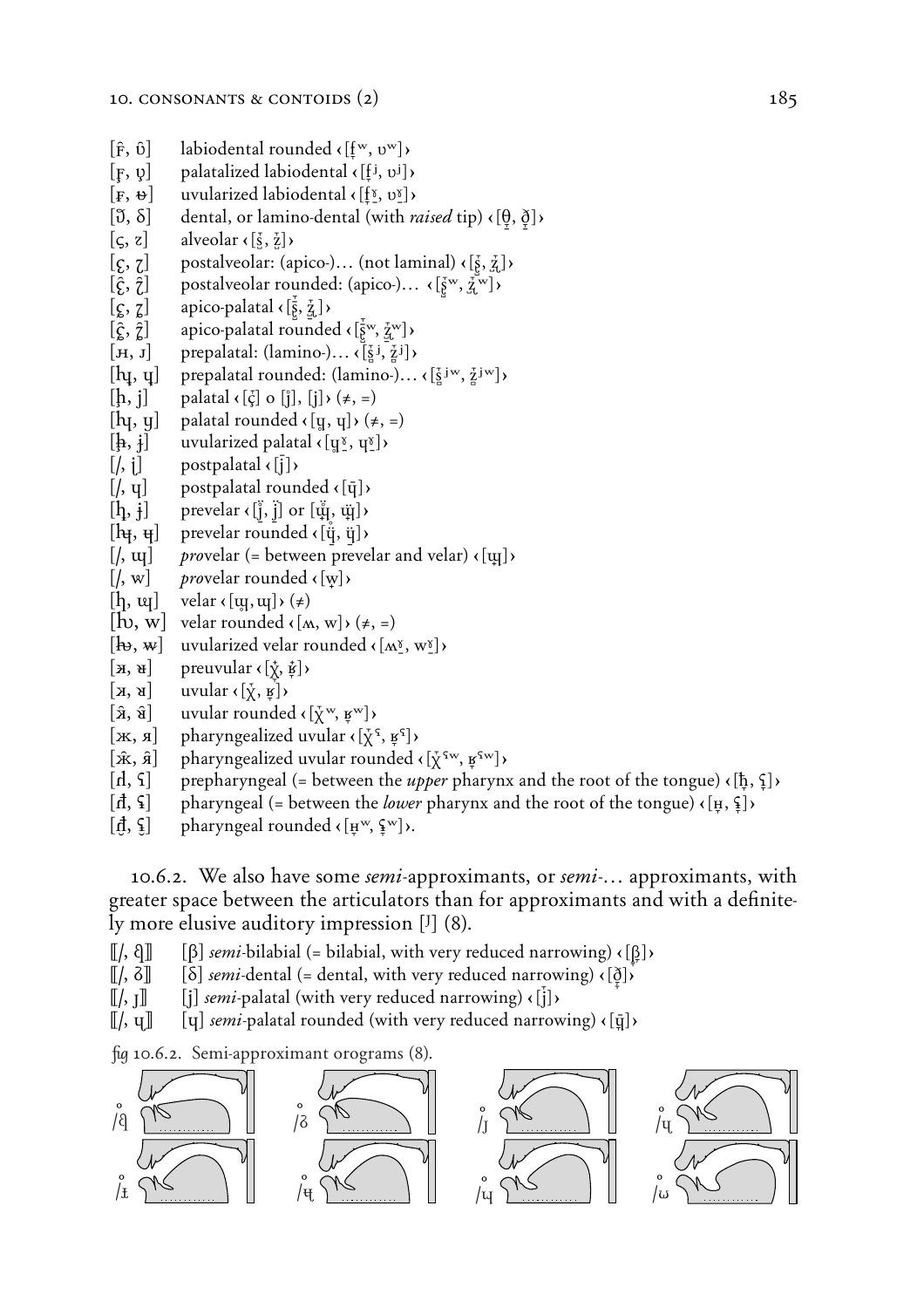[ɱ̂, ʋ̂] labiodental rounded ‹[f̣ʷ, ʋʷ]›

[ɱ̡, ʋ̡] palatalized labiodental ‹[f̣ʲ, ʋʲ]›

[ꬵ, ɵ] uvularized labiodental ‹[f̣ˠ̠, ʋˠ̠]›

[ʊ̃, δ] dental, or lamino-dental (with *raised* tip) ‹[θ̠, ð̠]›

[ς, ɀ] alveolar ‹[s̞, z̞]›

[ɕ, ʑ] postalveolar: (apico-)… (not laminal) ‹[s̺, z̺]›

[ɕ̂, ʑ̂] postalveolar rounded: (apico-)… ‹[s̺ʷ, z̺ʷ]›

[ʂ, ʐ] apico-palatal ‹[ʂ̞, ʐ̞]›

[ʂ̂, ʐ̂] apico-palatal rounded ‹[ʂ̞ʷ, ʐ̞ʷ]›

[н, ɹ] prepalatal: (lamino-)… ‹[s̻ʲ, z̻ʲ]›

[hɥ, ɥ] prepalatal rounded: (lamino-)… ‹[s̻ʲʷ, z̻ʲʷ]›

[ḩ, j] palatal ‹[ç] o [j̊], [j]› (≠, =)

[hɥ, ɥ] palatal rounded ‹[ɥ̊, ɥ]› (≠, =)

[ɧ, ɟ] uvularized palatal ‹[ɥ̊ˠ̠, ɥˠ̠]›

[/, j̠] postpalatal ‹[j̠]›

[/, ɥ̠] postpalatal rounded ‹[ɥ̠]›

[ḩ, ɟ] prevelar ‹[j̈, j̈] or [ɰ̟̊, ɰ̟]›

[hɥ, ʉ] prevelar rounded ‹[ɥ̈̊, ɥ̈]›

[/, ɯ] *pro*velar (= between prevelar and velar) ‹[ɰ̟]›

[/, w] *pro*velar rounded ‹[w̟]›

[h̡, ɰ] velar ‹[ɰ̊, ɰ]› (≠)

[hʊ, w] velar rounded ‹[ʍ, w]› (≠, =)

[ƕ, ʬ] uvularized velar rounded ‹[ʍˠ̠, wˠ̠]›

[ʁ̊, ʁ] preuvular ‹[χ̟, ʁ̟]›

[ɹ, ʁ] uvular ‹[χ̞, ʁ̞]›

[ɹ̂, ʁ̂] uvular rounded ‹[χ̞ʷ, ʁ̞ʷ]›

[ж, я] pharyngealized uvular ‹[χ̞ˤ, ʁ̞ˤ]›

[ж̂, я̂] pharyngealized uvular rounded ‹[χ̞ˤʷ, ʁ̞ˤʷ]›

[ɦ, ʕ] prepharyngeal (= between the *upper* pharynx and the root of the tongue) ‹[ħ̞, ʕ̞]›

[ɦ̵, ʕ̵] pharyngeal (= between the *lower* pharynx and the root of the tongue) ‹[ʜ, ʢ̞]›

[ɦ̵̂, ʕ̂] pharyngeal rounded ‹[ʜʷ, ʢʷ]›.

10.6.2. We also have some *semi*-approximants, or *semi*-… approximants, with greater space between the articulators than for approximants and with a definitely more elusive auditory impression [ʲ] (8).

⟦/, β̞⟧ [β] *semi*-bilabial (= bilabial, with very reduced narrowing) ‹[β̞]›

⟦/, ð̞⟧ [δ] *semi*-dental (= dental, with very reduced narrowing) ‹[ð̞]›

⟦/, ɹ⟧ [j] *semi*-palatal (with very reduced narrowing) ‹[j̞]›

⟦/, ɥ⟧ [ɥ] *semi*-palatal rounded (with very reduced narrowing) ‹[ɥ̞]›

*fig* 10.6.2. Semi-approximant orograms (8).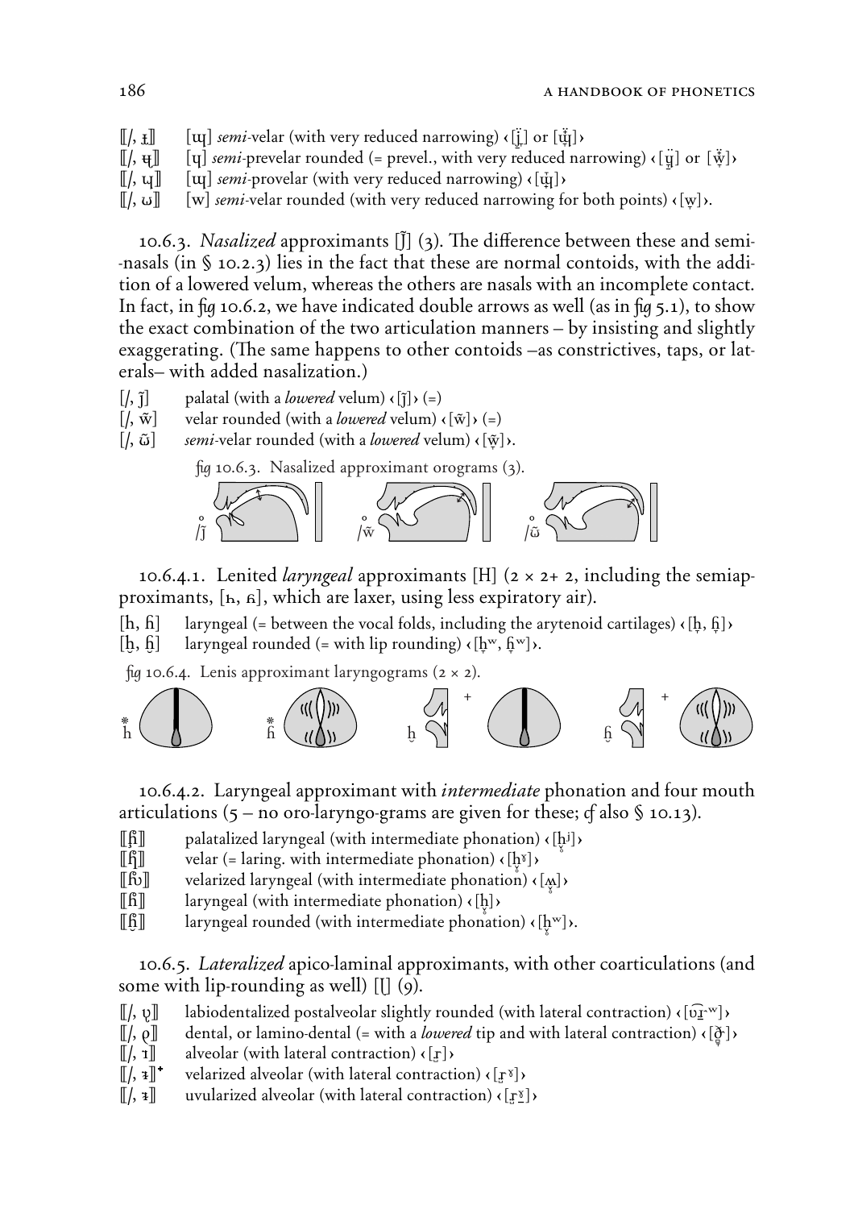[[/, ɟ]]  [ɰ] *semi*-velar (with very reduced narrowing) ‹[j̈] or [ɰ̈]›
[[/, ɥ]]  [ɥ] *semi*-prevelar rounded (= prevel., with very reduced narrowing) ‹[ɥ̈] or [ẅ]›
[[/, ɰ]]  [ɰ] *semi*-provelar (with very reduced narrowing) ‹[ɰ̈]›
[[/, ɯ]]  [w] *semi*-velar rounded (with very reduced narrowing for both points) ‹[w̤]›.

10.6.3. *Nasalized* approximants [J̃] (3). The difference between these and semi--nasals (in § 10.2.3) lies in the fact that these are normal contoids, with the addition of a lowered velum, whereas the others are nasals with an incomplete contact. In fact, in fig 10.6.2, we have indicated double arrows as well (as in fig 5.1), to show the exact combination of the two articulation manners – by insisting and slightly exaggerating. (The same happens to other contoids –as constrictives, taps, or laterals– with added nasalization.)

[/, j̃]  palatal (with a *lowered* velum) ‹[j̃]› (=)
[/, w̃]  velar rounded (with a *lowered* velum) ‹[w̃]› (=)
[/, ɯ̃]  *semi*-velar rounded (with a *lowered* velum) ‹[w̤̃]›.

fig 10.6.3. Nasalized approximant orograms (3).

10.6.4.1. Lenited *laryngeal* approximants [H] (2 × 2+ 2, including the semiapproximants, [ʜ, ɦ], which are laxer, using less expiratory air).

[h, ɦ]  laryngeal (= between the vocal folds, including the arytenoid cartilages) ‹[h̥, ɦ̥]›
[h̫, ɦ̫]  laryngeal rounded (= with lip rounding) ‹[hʷ, ɦʷ]›.

fig 10.6.4. Lenis approximant laryngograms (2 × 2).

10.6.4.2. Laryngeal approximant with *intermediate* phonation and four mouth articulations (5 – no oro-laryngo-grams are given for these; cf also § 10.13).

[[ɦ]]  palatalized laryngeal (with intermediate phonation) ‹[h̥ʲ]›
[[ɦ]]  velar (= laring. with intermediate phonation) ‹[h̥ˠ]›
[[ɦʊ]]  velarized laryngeal (with intermediate phonation) ‹[ɰ̥]›
[[ɦ]]  laryngeal (with intermediate phonation) ‹[h̬]›
[[ɦ̫]]  laryngeal rounded (with intermediate phonation) ‹[h̬ʷ]›.

10.6.5. *Lateralized* apico-laminal approximants, with other coarticulations (and some with lip-rounding as well) [ɭ] (9).

[[/, ʋ̡]]  labiodentalized postalveolar slightly rounded (with lateral contraction) ‹[ʋ͡ɹ̠ʷ]›
[[/, ϱ]]  dental, or lamino-dental (= with a *lowered* tip and with lateral contraction) ‹[ð̞]›
[[/, ɹ]]  alveolar (with lateral contraction) ‹[ɹ̺]›
[[/, ɹ]]* velarized alveolar (with lateral contraction) ‹[ɹˠ]›
[[/, ɹ]]  uvularized alveolar (with lateral contraction) ‹[ɹ̺ʶ]›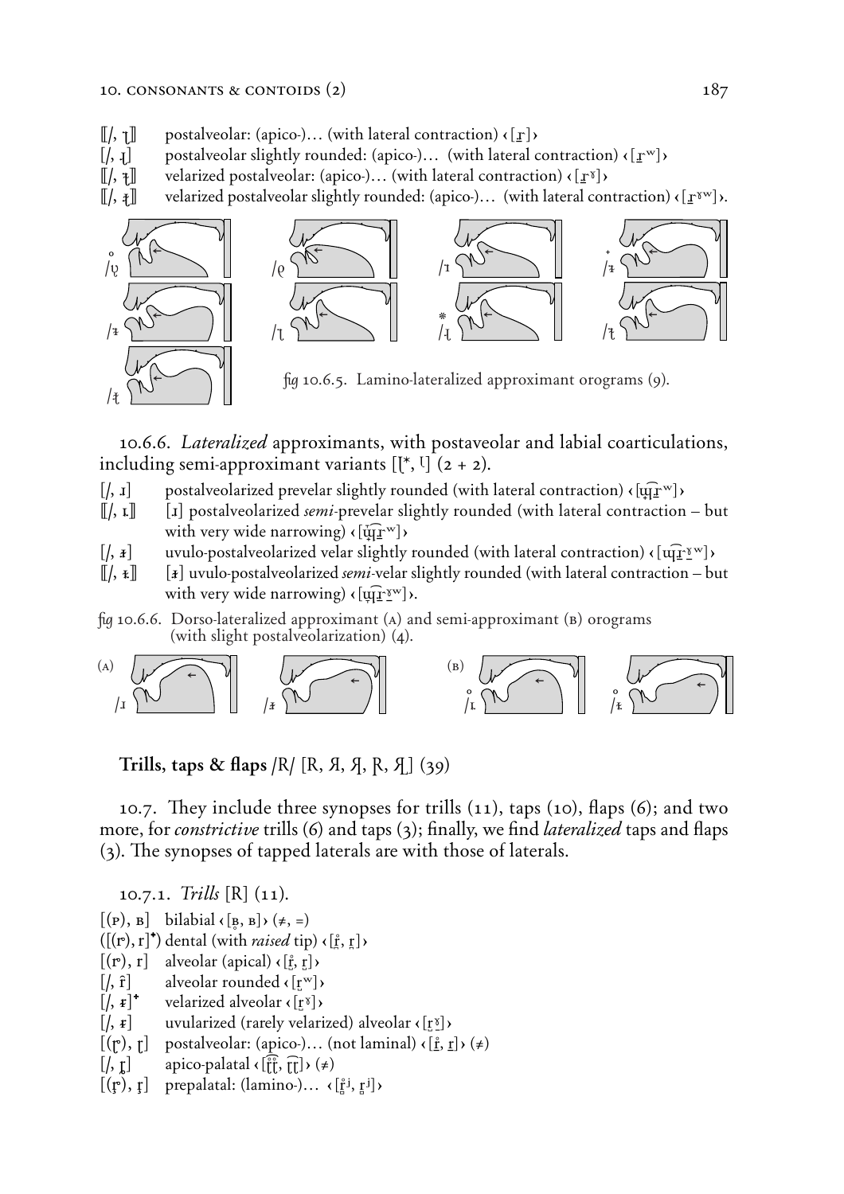⟦/, ɿ⟧ postalveolar: (apico-)… (with lateral contraction) ‹[ɹ̠]›
[/, ɹ̢] postalveolar slightly rounded: (apico-)… (with lateral contraction) ‹[ɹ̠ʷ]›
⟦/, ɿ̴⟧ velarized postalveolar: (apico-)… (with lateral contraction) ‹[ɹ̠ˠ]›
⟦/, ɹ̴⟧ velarized postalveolar slightly rounded: (apico-)… (with lateral contraction) ‹[ɹ̠ˠʷ]›.

fig 10.6.5. Lamino-lateralized approximant orograms (9).

10.6.6. *Lateralized* approximants, with postaveolar and labial coarticulations, including semi-approximant variants [ɭ*, ɭ] (2 + 2).

[/, ɹ] postalveolarized prevelar slightly rounded (with lateral contraction) ‹[ɰ͡ɹ̠ʷ]›
⟦/, ɪ⟧ [ɹ] postalveolarized *semi*-prevelar slightly rounded (with lateral contraction – but with very wide narrowing) ‹[ɰ͡ɹ̠ʷ]›
[/, ɹ̴] uvulo-postalveolarized velar slightly rounded (with lateral contraction) ‹[ɰ͡ɹ̠ˠʷ]›
⟦/, ɪ̴⟧ [ɹ̴] uvulo-postalveolarized *semi*-velar slightly rounded (with lateral contraction – but with very wide narrowing) ‹[ɰ͡ɹ̠ˠʷ]›.

fig 10.6.6. Dorso-lateralized approximant (A) and semi-approximant (B) orograms (with slight postalveolarization) (4).

**Trills, taps & flaps /R/ [R, Я, Я̣, R̨, Я̨] (39)**

10.7. They include three synopses for trills (11), taps (10), flaps (6); and two more, for *constrictive* trills (6) and taps (3); finally, we find *lateralized* taps and flaps (3). The synopses of tapped laterals are with those of laterals.

10.7.1. *Trills* [R] (11).

[(ʙ̥), ʙ] bilabial ‹[ʙ̥, ʙ]› (≠, =)
([(r̥), r]⁺) dental (with *raised* tip) ‹[r̥̪, r̪]›
[(r̥), r] alveolar (apical) ‹[r̥, r]›
[/, r̂] alveolar rounded ‹[rʷ]›
[/, ɼ]⁺ velarized alveolar ‹[rˠ]›
[/, ɼ] uvularized (rarely velarized) alveolar ‹[rˠ]›
[(ɽ̊), ɽ] postalveolar: (apico-)… (not laminal) ‹[r̠̊, r̠]› (≠)
[/, ɽ] apico-palatal ‹[r͡r̊, r͡r]› (≠)
[(ɽ̊), ɽ] prepalatal: (lamino-)… ‹[r̥ʲ, rʲ]›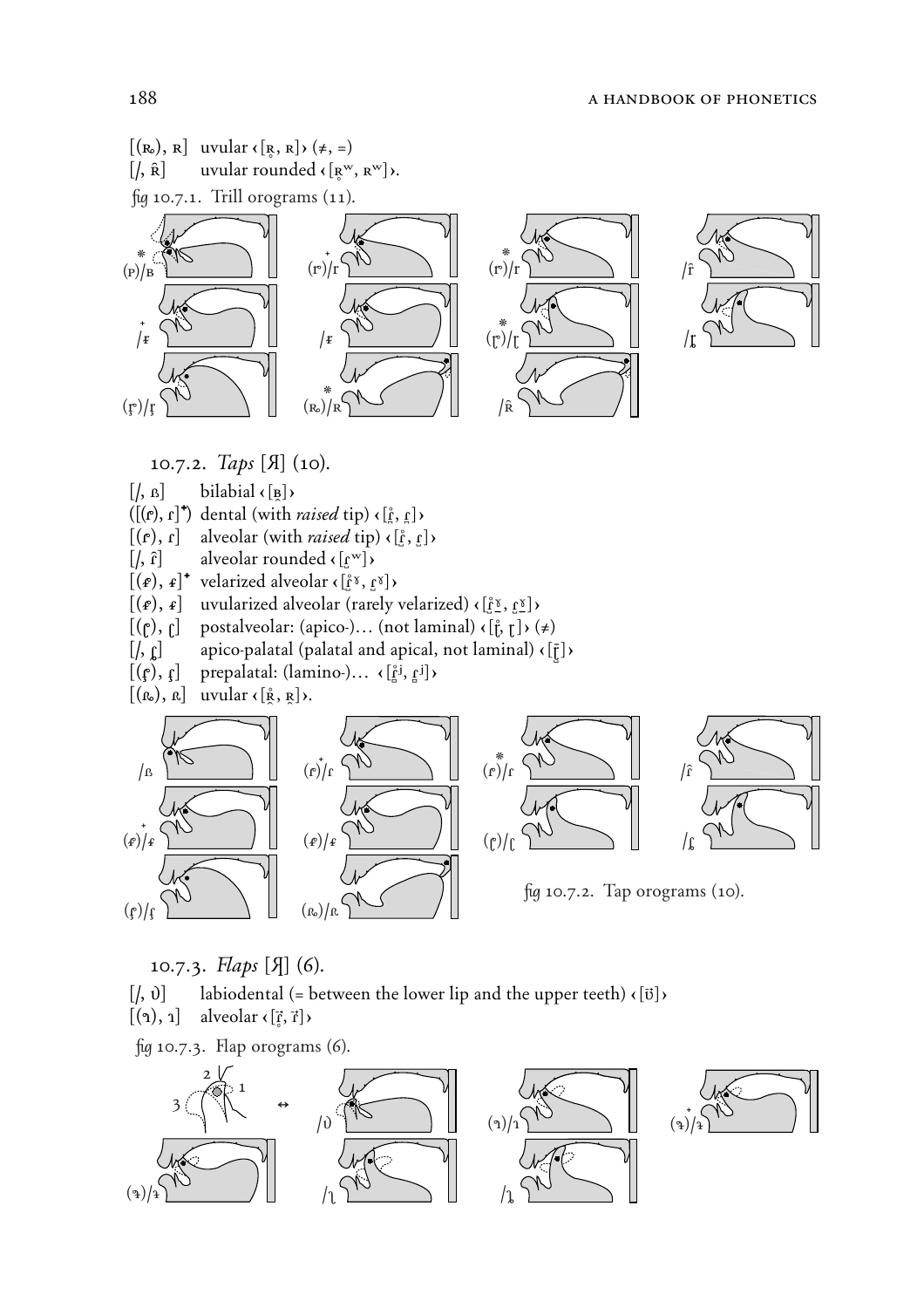[(ʀ̥), ʀ] uvular ‹[ʀ̥, ʀ]› (≠, =)

[/, ʀ̂] uvular rounded ‹[ʀ̥ʷ, ʀʷ]›.

fig 10.7.1. Trill orograms (11).

### 10.7.2. *Taps* [Я] (10).

[/, ʙ] bilabial ‹[ʙ̯]›

([(ɾ̥), ɾ]⁺) dental (with *raised* tip) ‹[ɾ̥̪, ɾ̪]›

[(ɾ̥), ɾ] alveolar (with *raised* tip) ‹[ɾ̥, ɾ]›

[/, ɾ̂] alveolar rounded ‹[ɾʷ]›

[(ɾ̥ˠ), ɾˠ]⁺ velarized alveolar ‹[ɾ̥ˠ, ɾˠ]›

[(ɾ̥ˠ), ɾˠ] uvularized alveolar (rarely velarized) ‹[ɾ̥ˠ, ɾˠ]›

[(ɽ̊), ɽ] postalveolar: (apico-)… (not laminal) ‹[ɽ̊, ɽ]› (≠)

[/, ɽ] apico-palatal (palatal and apical, not laminal) ‹[ɽ]›

[(ɾ̥), ɾ] prepalatal: (lamino-)… ‹[ɾ̥ʲ, ɾʲ]›

[(ʀ̥), ʀ] uvular ‹[ʀ̥, ʀ]›.

fig 10.7.2. Tap orograms (10).

### 10.7.3. *Flaps* [Ʀ] (6).

[/, ⱱ] labiodental (= between the lower lip and the upper teeth) ‹[ⱱ]›

[(ɺ̥), ɺ] alveolar ‹[ɾ̥, ɾ]›

fig 10.7.3. Flap orograms (6).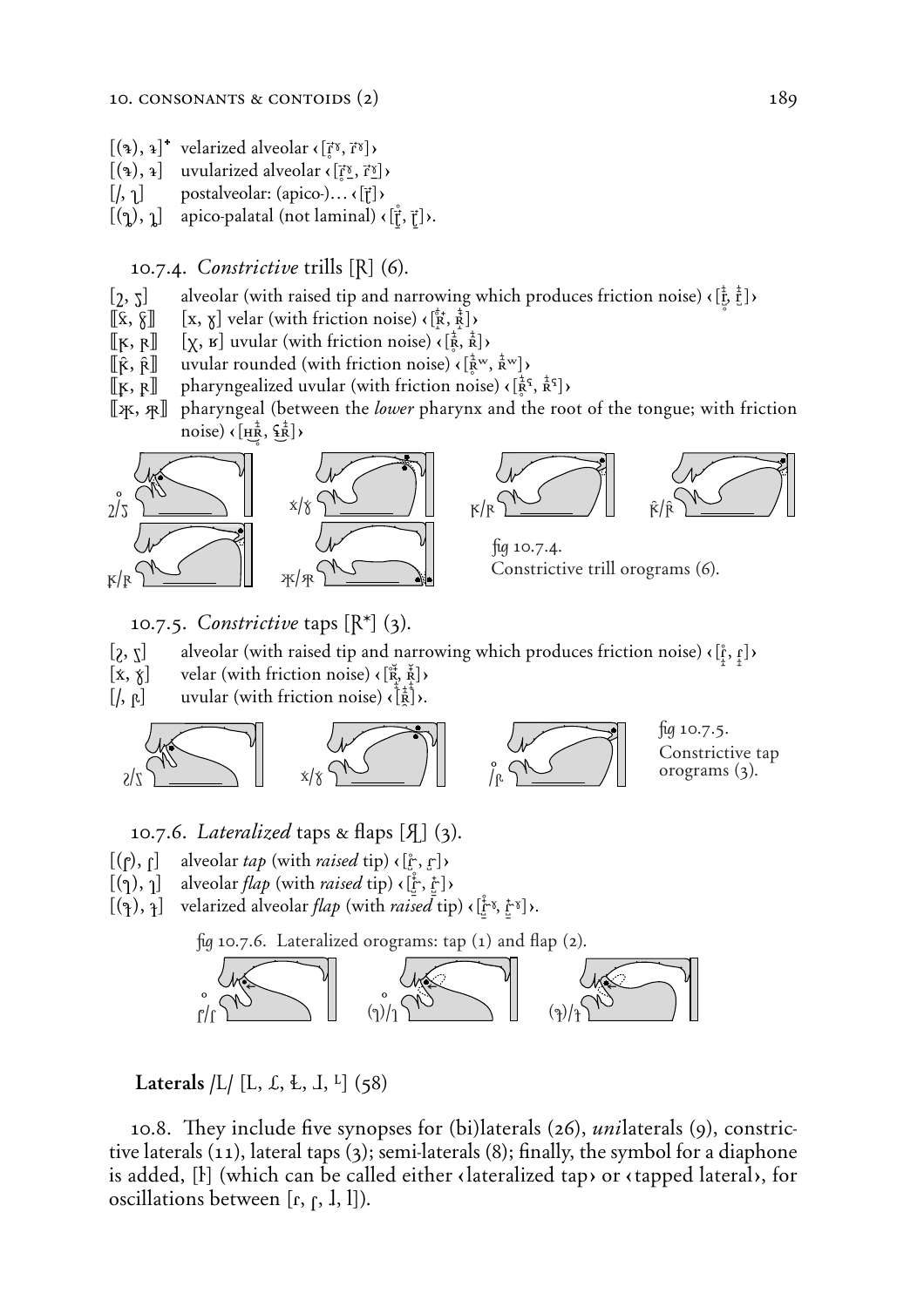[(ɹ̴), ɹ̴]⁺ velarized alveolar ‹[r̥ˠ, rˠ]›
[(ɹ̴), ɹ̴] uvularized alveolar ‹[r̥ʁ, rʁ]›
[/, ɽ] postalveolar: (apico-)… ‹[r̠]›
[(ɽ), ɽ] apico-palatal (not laminal) ‹[r̥̠, r̠]›.

10.7.4. *Constrictive* trills [R̞] (6).

[ʐ, ʐ] alveolar (with raised tip and narrowing which produces friction noise) ‹[r̝̊, r̝]›
⟦x̆, ɣ̆⟧ [x, ɣ] velar (with friction noise) ‹[R̝̊, R̝]›
⟦ʀ̥, ʀ⟧ [χ, ʁ] uvular (with friction noise) ‹[R̝̊, R̝]›
⟦ʀ̂, ʀ̂⟧ uvular rounded (with friction noise) ‹[R̝̊ʷ, R̝ʷ]›
⟦ʀ, ʀ⟧ pharyngealized uvular (with friction noise) ‹[R̝̊ˤ, R̝ˤ]›
⟦ʜ, ʀ⟧ pharyngeal (between the *lower* pharynx and the root of the tongue; with friction noise) ‹[ʜR̝̊, ʢR̝]›

fig 10.7.4.
Constrictive trill orograms (6).

10.7.5. *Constrictive* taps [R̞*] (3).

[ʐ, ʐ] alveolar (with raised tip and narrowing which produces friction noise) ‹[ɾ̝̊, ɾ̝]›
[x̆, ɣ̆] velar (with friction noise) ‹[Ř̝̊, Ř̝]›
[/, ʀ̆] uvular (with friction noise) ‹[Ř̝]›.

fig 10.7.5.
Constrictive tap orograms (3).

10.7.6. *Lateralized* taps & flaps [Я] (3).

[(ɺ), ɺ] alveolar *tap* (with *raised* tip) ‹[ɾ̥˞, ɾ˞]›
[(ɺ), ɺ] alveolar *flap* (with *raised* tip) ‹[ɾ̥̝, ɾ̝]›
[(ɺ̴), ɺ̴] velarized alveolar *flap* (with *raised* tip) ‹[ɾ̥ˠ, ɾˠ]›.

fig 10.7.6. Lateralized orograms: tap (1) and flap (2).

**Laterals** /L/ [L, ʟ, Ł, ɺ, ᴸ] (58)

10.8. They include five synopses for (bi)laterals (26), *uni*laterals (9), constrictive laterals (11), lateral taps (3); semi-laterals (8); finally, the symbol for a diaphone is added, [ɺ] (which can be called either ‹lateralized tap› or ‹tapped lateral›, for oscillations between [ɾ, ɺ, l, l]).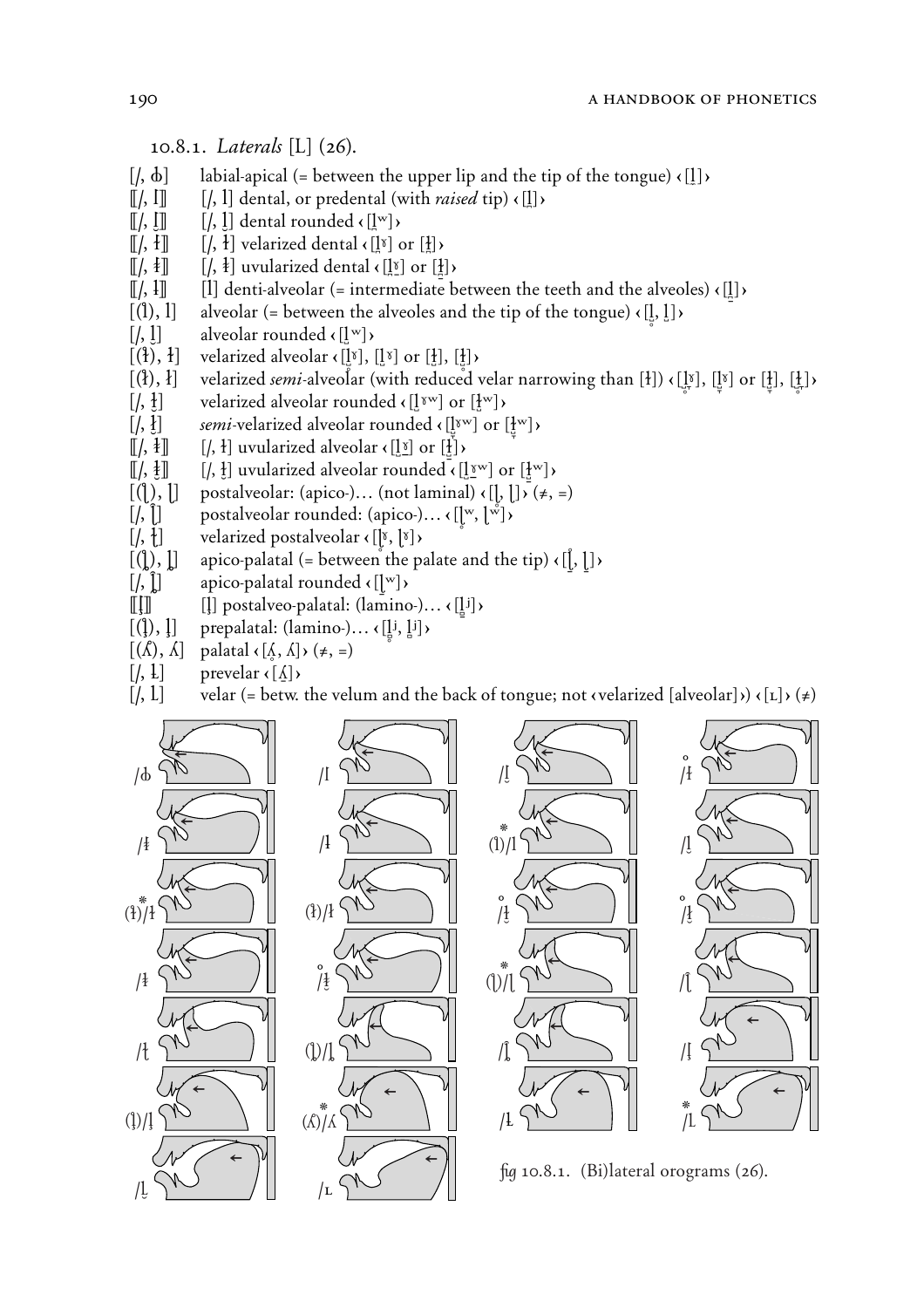10.8.1. *Laterals* [L] (26).

- [/, ɮ] labial-apical (= between the upper lip and the tip of the tongue) ‹[l̼]›
- ⟦/, l⟧ [/, l] dental, or predental (with *raised* tip) ‹[l̪]›
- ⟦/, l̹⟧ [/, l̹] dental rounded ‹[l̪ʷ]›
- ⟦/, ɫ⟧ [/, ɫ] velarized dental ‹[l̪ˠ] or [ɫ̪]›
- ⟦/, ɫ⟧ [/, ɫ] uvularized dental ‹[l̪ʶ] or [ɫ̪]›
- ⟦/, l⟧ [l] denti-alveolar (= intermediate between the teeth and the alveoles) ‹[l̪]›
- [(l̥), l] alveolar (= between the alveoles and the tip of the tongue) ‹[l̥, l]›
- [/, l̹] alveolar rounded ‹[lʷ]›
- [(ɫ̥), ɫ] velarized alveolar ‹[lˠ], [l̥ˠ] or [ɫ], [ɫ̥]›
- [(ɫ̥), ɫ] velarized *semi*-alveolar (with reduced velar narrowing than [ɫ]) ‹[l̥ˠ], [lˠ] or [ɫ], [ɫ̥]›
- [/, ɫ̹] velarized alveolar rounded ‹[lˠʷ] or [ɫʷ]›
- [/, ɫ̹] *semi*-velarized alveolar rounded ‹[lˠʷ] or [ɫʷ]›
- ⟦/, ɫ⟧ [/, ɫ] uvularized alveolar ‹[lʶ] or [ɫ]›
- ⟦/, ɫ̹⟧ [/, ɫ̹] uvularized alveolar rounded ‹[lʶʷ] or [ɫʷ]›
- [(ɭ̥), ɭ] postalveolar: (apico-)… (not laminal) ‹[ɭ̥, ɭ]› (≠, =)
- [/, ɭ̹] postalveolar rounded: (apico-)… ‹[ɭʷ, ɭ̥ʷ]›
- [/, ɭ] velarized postalveolar ‹[ɭˠ, ɭ̥ˠ]›
- [(ɭ̥), ɭ] apico-palatal (= between the palate and the tip) ‹[ɭ̥, ɭ]›
- [/, ɭ̹] apico-palatal rounded ‹[ɭʷ]›
- ⟦ɭ⟧ [ɭ] postalveo-palatal: (lamino-)… ‹[lʲ]›
- [(ʎ̟̊), ʎ̟] prepalatal: (lamino-)… ‹[l̥ʲ, lʲ]›
- [(ʎ̥), ʎ] palatal ‹[ʎ̥, ʎ]› (≠, =)
- [/, ʟ̟] prevelar ‹[ʎ̠]›
- [/, ʟ] velar (= betw. the velum and the back of tongue; not ‹velarized [alveolar]›) ‹[ʟ]› (≠)

fig 10.8.1. (Bi)lateral orograms (26).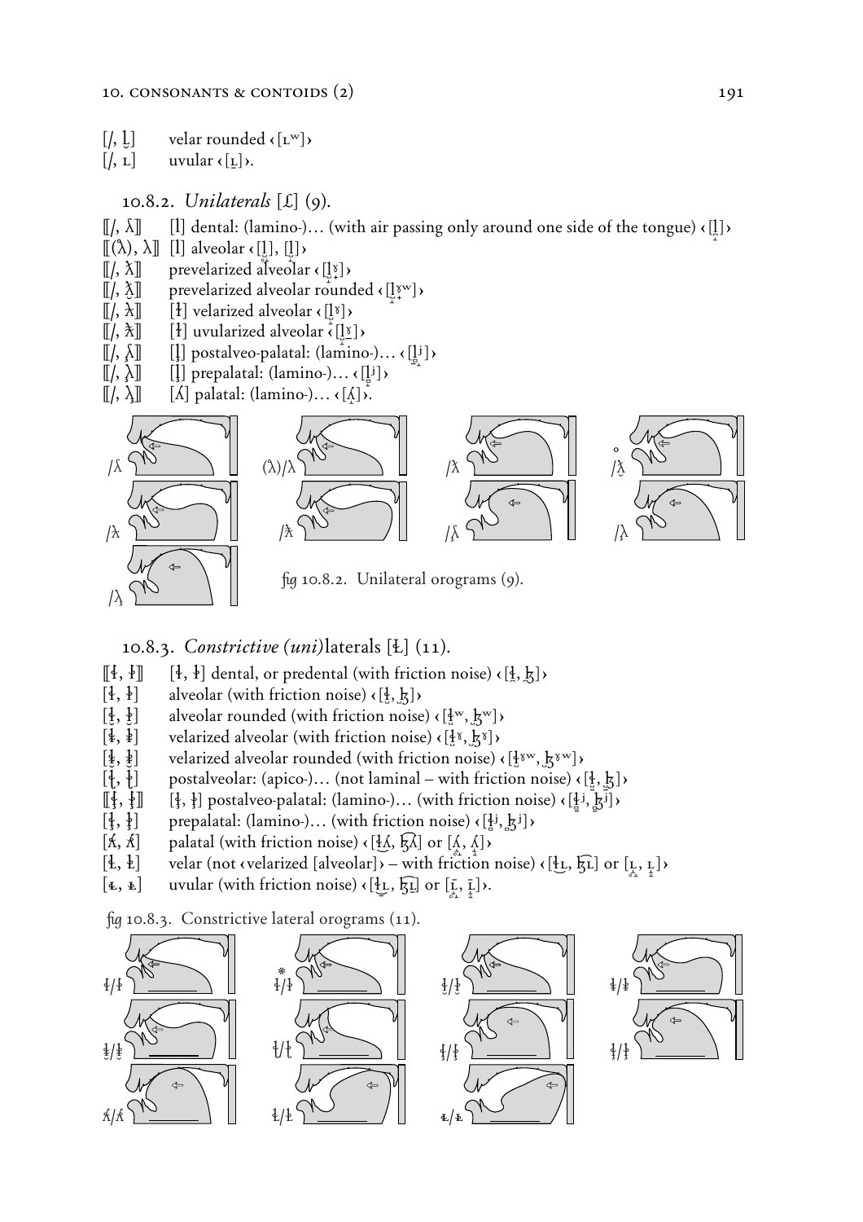[/, ʟ̹]  velar rounded ‹[ʟʷ]›
[/, ʟ]  uvular ‹[ʟ̠]›.

### 10.8.2. *Unilaterals* [Ⱡ] (9).

⟦/, ʎ̪⟧  [l] dental: (lamino-)… (with air passing only around one side of the tongue) ‹[l̪]›
⟦(λ̊), λ⟧  [l] alveolar ‹[l̥], [l̪]›
⟦/, λ̴⟧  prevelarized alveolar ‹[l̪ˠ]›
⟦/, λ̴̹⟧  prevelarized alveolar rounded ‹[l̪ˠʷ]›
⟦/, ƛ⟧  [ɫ] velarized alveolar ‹[lˠ]›
⟦/, ƛ̄⟧  [ɫ] uvularized alveolar ‹[lˠ]›
⟦/, ʎ̢⟧  [l̠] postalveo-palatal: (lamino-)… ‹[l̠ʲ]›
⟦/, λ̢⟧  [l̠] prepalatal: (lamino-)… ‹[lʲ]›
⟦/, λ̢⟧  [ʎ] palatal: (lamino-)… ‹[ʎ̟]›.

fig 10.8.2. Unilateral orograms (9).

### 10.8.3. *Constrictive (uni)*laterals [Ⱡ] (11).

⟦ɬ, ɮ⟧  [ɬ, ɮ] dental, or predental (with friction noise) ‹[ɬ̪, ɮ̪]›
[ɬ, ɮ]  alveolar (with friction noise) ‹[ɬ, ɮ]›
[ɬ̹, ɮ̹]  alveolar rounded (with friction noise) ‹[ɬʷ, ɮʷ]›
[ɬ̴, ɮ̴]  velarized alveolar (with friction noise) ‹[ɬˠ, ɮˠ]›
[ɬ̴̹, ɮ̴̹]  velarized alveolar rounded (with friction noise) ‹[ɬˠʷ, ɮˠʷ]›
[ɬ̢, ɮ̢]  postalveolar: (apico-)… (not laminal – with friction noise) ‹[ɬ̠, ɮ̠]›
⟦ɬ̢, ɮ̢⟧  [ɬ, ɮ] postalveo-palatal: (lamino-)… (with friction noise) ‹[ɬ̠ʲ, ɮ̠ʲ]›
[ɬ̢, ɮ̢]  prepalatal: (lamino-)… (with friction noise) ‹[ɬʲ, ɮʲ]›
[ʎ̝̊, ʎ̝]  palatal (with friction noise) ‹[ɬ͡ʎ, ɮ͡ʎ] or [ʎ̥, ʎ̝]›
[Ⱡ, Ⱡ]  velar (not ‹velarized [alveolar]› – with friction noise) ‹[ɬ͡ʟ, ɮ͡ʟ] or [ʟ̝̊, ʟ̝]›
[ʟ̝̊, ʟ̝]  uvular (with friction noise) ‹[ɬ͡ʟ̠, ɮ͡ʟ̠] or [ʟ̠̝̊, ʟ̠̝]›.

fig 10.8.3. Constrictive lateral orograms (11).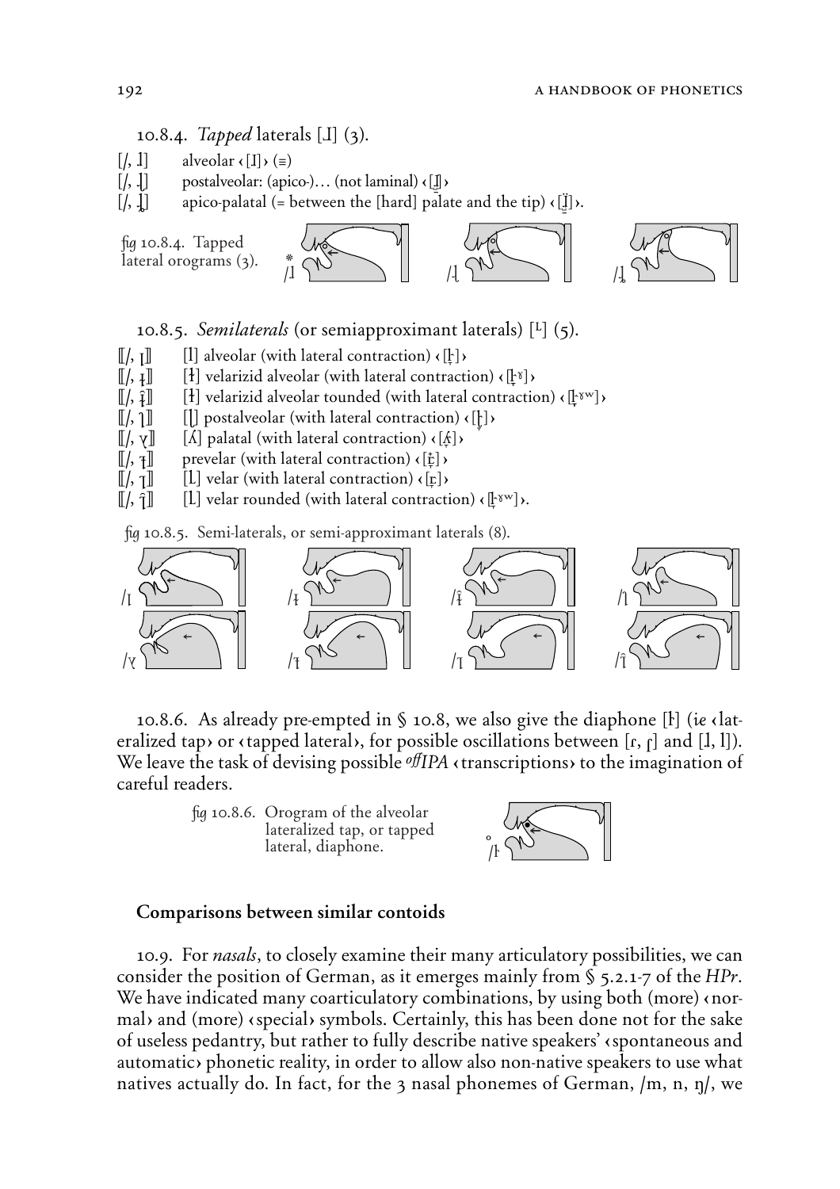10.8.4. *Tapped* laterals [ɺ] (3).

[/, ɺ] alveolar ‹[ɺ]› (≡)
[/, ɺ̣] postalveolar: (apico-)… (not laminal) ‹[ɺ̠]›
[/, ɺ̡] apico-palatal (= between the [hard] palate and the tip) ‹[ɺ̠̈]›.

*fig* 10.8.4. Tapped lateral orograms (3).

10.8.5. *Semilaterals* (or semiapproximant laterals) [ᴸ] (5).

⟦/, ɭ⟧ [l] alveolar (with lateral contraction) ‹[ɭ]›
⟦/, ɫ⟧ [ɫ] velarizid alveolar (with lateral contraction) ‹[ɭˠ]›
⟦/, ɫ̂⟧ [ɫ] velarizid alveolar tounded (with lateral contraction) ‹[ɭˠʷ]›
⟦/, ɭ⟧ [ɭ] postalveolar (with lateral contraction) ‹[ɭ]›
⟦/, ʎ⟧ [ʎ] palatal (with lateral contraction) ‹[ʎ]›
⟦/, ɫ⟧ prevelar (with lateral contraction) ‹[ʟ̟]›
⟦/, ʟ⟧ [ʟ] velar (with lateral contraction) ‹[ʟ]›
⟦/, ʟ̂⟧ [ʟ] velar rounded (with lateral contraction) ‹[ʟˠʷ]›.

*fig* 10.8.5. Semi-laterals, or semi-approximant laterals (8).

10.8.6. As already pre-empted in § 10.8, we also give the diaphone [ɺ] (*ie* ‹lateralized tap› or ‹tapped lateral›, for possible oscillations between [ɾ, ɽ] and [l, ɭ]). We leave the task of devising possible *off*IPA ‹transcriptions› to the imagination of careful readers.

*fig* 10.8.6. Orogram of the alveolar lateralized tap, or tapped lateral, diaphone.

### Comparisons between similar contoids

10.9. For *nasals*, to closely examine their many articulatory possibilities, we can consider the position of German, as it emerges mainly from § 5.2.1-7 of the *HPr*. We have indicated many coarticulatory combinations, by using both (more) ‹normal› and (more) ‹special› symbols. Certainly, this has been done not for the sake of useless pedantry, but rather to fully describe native speakers' ‹spontaneous and automatic› phonetic reality, in order to allow also non-native speakers to use what natives actually do. In fact, for the 3 nasal phonemes of German, /m, n, ŋ/, we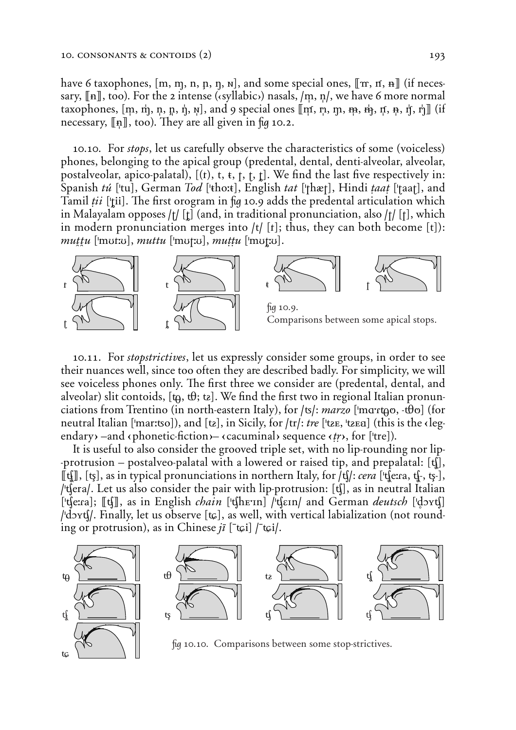have 6 taxophones, [m, ɱ, n, ɲ, ŋ, ɴ], and some special ones, ⟦ɱ̍, ɱ́, ɴ̶⟧ (if necessary, ⟦ɴ̶⟧, too). For the 2 intense (‹syllabic›) nasals, /m̩, n̩/, we have 6 more normal taxophones, [m̩, ɱ̩, n̩, ɲ̩, ŋ̩, ɴ̩], and 9 special ones ⟦ɱ̩́, n̩, ɱ̩, m̶̩, ŋ̶̩, ɲ̩́, n̶̩, ŋ̩́, ŋ̩̍⟧ (if necessary, ⟦ɴ̩⟧, too). They are all given in fig 10.2.

10.10. For *stops*, let us carefully observe the characteristics of some (voiceless) phones, belonging to the apical group (predental, dental, denti-alveolar, alveolar, postalveolar, apico-palatal), [(t), t, ŧ, ʈ, ʈ, ʈ]. We find the last five respectively in: Spanish *tú* [ˈtu], German *Tod* [ˈŧhoːŧ], English *tat* [ˈʈhæʈ], Hindi *ṭaaṭ* [ˈʈaaʈ], and Tamil *ṭii* [ˈʈii]. The first orogram in fig 10.9 adds the predental articulation which in Malayalam opposes /t̪/ [t̪] (and, in traditional pronunciation, also /ʈ/ [ʈ], which in modern pronunciation merges into /t/ [ɾ]; thus, they can both become [t]): *mut̪t̪u* [ˈmʊtːʊ], *muttu* [ˈmʊʈːʊ], *muṭṭu* [ˈmʊʈːʊ].

fig 10.9.
Comparisons between some apical stops.

10.11. For *stopstrictives*, let us expressly consider some groups, in order to see their nuances well, since too often they are described badly. For simplicity, we will see voiceless phones only. The first three we consider are (predental, dental, and alveolar) slit contoids, [tθ̪, tθ; tɿ]. We find the first two in regional Italian pronunciations from Trentino (in north-eastern Italy), for /ts/: *marzo* [ˈmaˑrtθ̪o, -θo] (for neutral Italian [ˈmarːtso]), and [tɿ], in Sicily, for /tr/: *tre* [ˈtɿɛ, ˈtɿɛa] (this is the ‹legendary› –and ‹phonetic-fiction›– ‹cacuminal› sequence ‹ṭṛ›, for [ˈtre]).

It is useful to also consider the grooved triple set, with no lip-rounding nor lip-protrusion – postalveo-palatal with a lowered or raised tip, and prepalatal: [tʃ], ⟦tʃ⟧, [tʂ], as in typical pronunciations in northern Italy, for /tʃ/: *cera* [ˈtʃeːra, tʃ-, tʂ-], /ˈtʃera/. Let us also consider the pair with lip-protrusion: [tʃ], as in neutral Italian [ˈtʃeːra]; ⟦tʃ⟧, as in English *chain* [ˈtʃhɛˑɪn] /ˈtʃɛɪn/ and German *deutsch* [ˈd̥ɔʏtʃ] /ˈdɔʏtʃ/. Finally, let us observe [tɕ], as well, with vertical labialization (not rounding or protrusion), as in Chinese *jī* [ˉtɕi] /ˉtɕi/.

fig 10.10. Comparisons between some stop-strictives.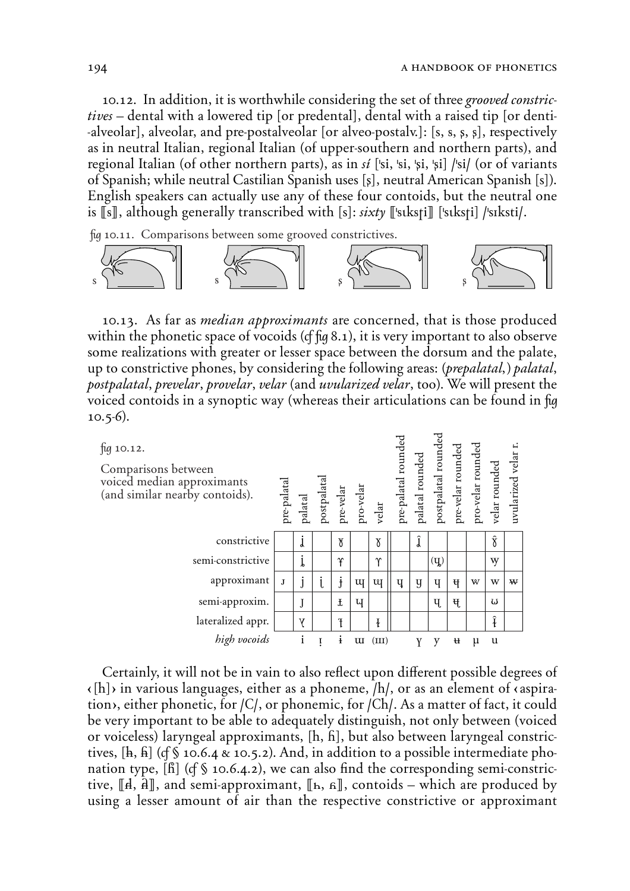10.12. In addition, it is worthwhile considering the set of three *grooved constrictives* – dental with a lowered tip [or predental], dental with a raised tip [or denti-alveolar], alveolar, and pre-postalveolar [or alveo-postalv.]: [s, s, ṣ, ş], respectively as in neutral Italian, regional Italian (of upper-southern and northern parts), and regional Italian (of other northern parts), as in *sí* [ˈsi, ˈsi, ˈṣi, ˈşi] /ˈsi/ (or of variants of Spanish; while neutral Castilian Spanish uses [ṣ], neutral American Spanish [s]). English speakers can actually use any of these four contoids, but the neutral one is ⟦s⟧, although generally transcribed with [s]: *sixty* ⟦ˈsɩksʈi⟧ [ˈsɩksʈi] /ˈsɪksti/.

*fig* 10.11. Comparisons between some grooved constrictives.

10.13. As far as *median approximants* are concerned, that is those produced within the phonetic space of vocoids (*cf fig* 8.1), it is very important to also observe some realizations with greater or lesser space between the dorsum and the palate, up to constrictive phones, by considering the following areas: (*prepalatal*,) *palatal*, *postpalatal*, *prevelar*, *provelar*, *velar* (and *uvularized velar*, too). We will present the voiced contoids in a synoptic way (whereas their articulations can be found in *fig* 10.5-6).

*fig* 10.12. Comparisons between voiced median approximants (and similar nearby contoids).

| | pre-palatal | palatal | postpalatal | pre-velar | pro-velar | velar | pre-palatal rounded | palatal rounded | postpalatal rounded | pre-velar rounded | pro-velar rounded | velar rounded | uvularized velar r. |
|---|---|---|---|---|---|---|---|---|---|---|---|---|---|
| constrictive | | ʝ | | ɣ̟ | | ɣ | | ʝ̂ | | | | ɣ̂ | |
| semi-constrictive | | ʝ̞ | | ɤ̟ | | ɤ | | | (ɥ̜) | | | ɰ | |
| approximant | ɹ | j | j̜ | ɉ | ɰ | ɰ | ɥ | ɥ | ɥ | ɥ̶ | w | w | w̶ |
| semi-approxim. | | ɟ | | ɨ̯ | ɥ | | | | ɥ̜ | ɥ̶̜ | | ω | |
| lateralized appr. | | ɣ | | ɫ̟ | | ɫ | | | | | | ɫ̂ | |
| *high vocoids* | | i | ɪ̣ | ɨ | ɯ | (ɯ) | | ʏ | y | ʉ | µ | u | |

Certainly, it will not be in vain to also reflect upon different possible degrees of ‹[h]› in various languages, either as a phoneme, /h/, or as an element of ‹aspiration›, either phonetic, for /C/, or phonemic, for /Ch/. As a matter of fact, it could be very important to be able to adequately distinguish, not only between (voiced or voiceless) laryngeal approximants, [h, ɦ], but also between laryngeal constrictives, [ħ, ɦ̶] (*cf* § 10.6.4 & 10.5.2). And, in addition to a possible intermediate phonation type, [ɦ] (*cf* § 10.6.4.2), we can also find the corresponding semi-constrictive, ⟦ɧ, ɦ̶⟧, and semi-approximant, ⟦ʜ, ʁ⟧, contoids – which are produced by using a lesser amount of air than the respective constrictive or approximant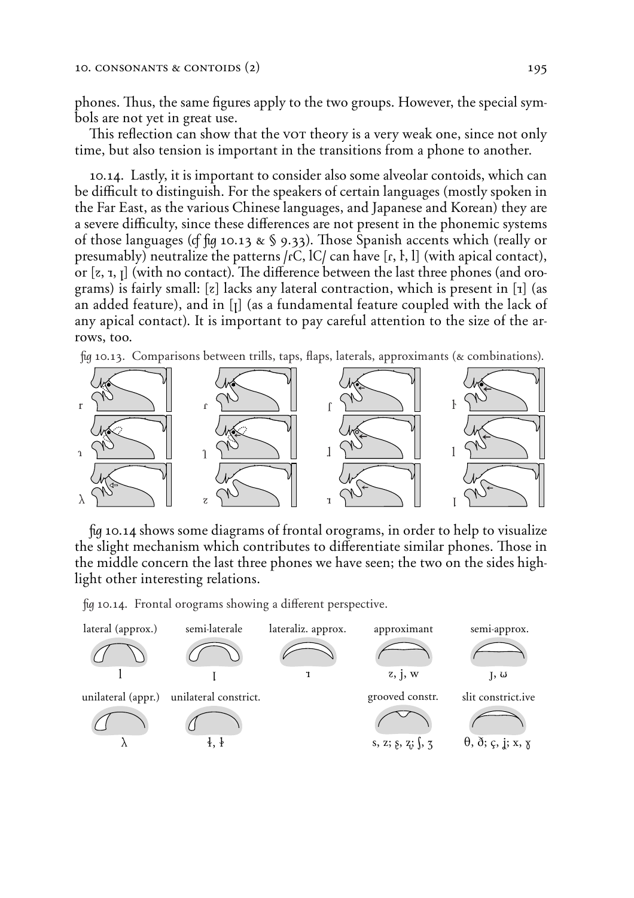phones. Thus, the same figures apply to the two groups. However, the special symbols are not yet in great use.

This reflection can show that the VOT theory is a very weak one, since not only time, but also tension is important in the transitions from a phone to another.

10.14. Lastly, it is important to consider also some alveolar contoids, which can be difficult to distinguish. For the speakers of certain languages (mostly spoken in the Far East, as the various Chinese languages, and Japanese and Korean) they are a severe difficulty, since these differences are not present in the phonemic systems of those languages (*cf fig* 10.13 & § 9.33). Those Spanish accents which (really or presumably) neutralize the patterns /ɾC, lC/ can have [ɾ, ɫ, l] (with apical contact), or [ɹ, ɹ, ɭ] (with no contact). The difference between the last three phones (and orograms) is fairly small: [ɹ] lacks any lateral contraction, which is present in [ɹ] (as an added feature), and in [ɭ] (as a fundamental feature coupled with the lack of any apical contact). It is important to pay careful attention to the size of the arrows, too.

*fig* 10.13. Comparisons between trills, taps, flaps, laterals, approximants (& combinations).

r ɾ ɽ ɫ
ɹ ɺ ɭ l
ʎ ɹ ɹ ɭ

*fig* 10.14 shows some diagrams of frontal orograms, in order to help to visualize the slight mechanism which contributes to differentiate similar phones. Those in the middle concern the last three phones we have seen; the two on the sides highlight other interesting relations.

*fig* 10.14. Frontal orograms showing a different perspective.

lateral (approx.) — l
semi-laterale — ɭ
lateraliz. approx. — ɹ
approximant — ɹ, j, w
semi-approx. — ɹ, ɷ
unilateral (appr.) — ʎ
unilateral constrict. — ɬ, ɬ
grooved constr. — s, z; ʂ, ʐ; ʃ, ʒ
slit constrict.ive — θ, ð; ç, ʝ; x, ɣ